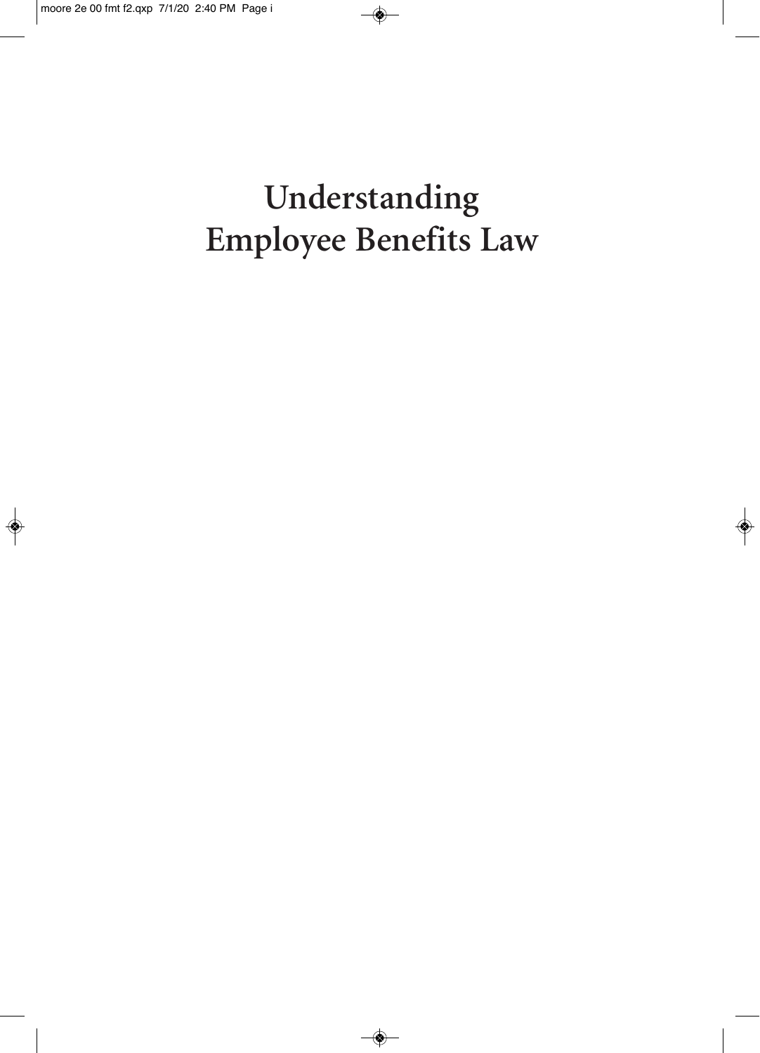# Understanding Employee Benefits Law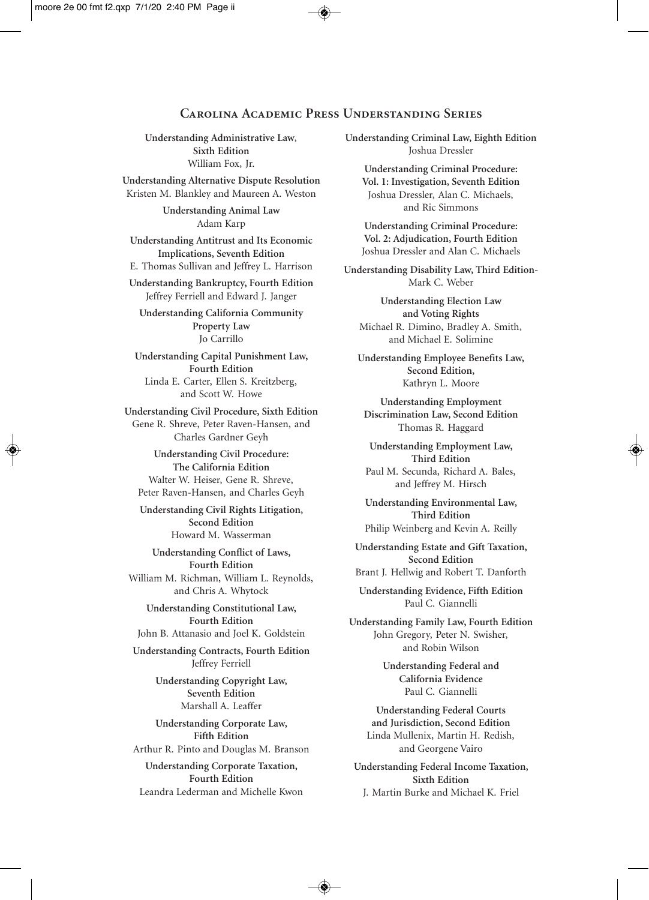## Carolina Academic Press Understanding Series

**Understanding Administrative Law, Sixth Edition**
William Fox, Jr.

**Understanding Alternative Dispute Resolution**
Kristen M. Blankley and Maureen A. Weston

**Understanding Animal Law**
Adam Karp

**Understanding Antitrust and Its Economic Implications, Seventh Edition**
E. Thomas Sullivan and Jeffrey L. Harrison

**Understanding Bankruptcy, Fourth Edition**
Jeffrey Ferriell and Edward J. Janger

**Understanding California Community Property Law**
Jo Carrillo

**Understanding Capital Punishment Law, Fourth Edition**
Linda E. Carter, Ellen S. Kreitzberg, and Scott W. Howe

**Understanding Civil Procedure, Sixth Edition**
Gene R. Shreve, Peter Raven-Hansen, and Charles Gardner Geyh

**Understanding Civil Procedure: The California Edition**
Walter W. Heiser, Gene R. Shreve, Peter Raven-Hansen, and Charles Geyh

**Understanding Civil Rights Litigation, Second Edition**
Howard M. Wasserman

**Understanding Conflict of Laws, Fourth Edition**
William M. Richman, William L. Reynolds, and Chris A. Whytock

**Understanding Constitutional Law, Fourth Edition**
John B. Attanasio and Joel K. Goldstein

**Understanding Contracts, Fourth Edition**
Jeffrey Ferriell

**Understanding Copyright Law, Seventh Edition**
Marshall A. Leaffer

**Understanding Corporate Law, Fifth Edition**
Arthur R. Pinto and Douglas M. Branson

**Understanding Corporate Taxation, Fourth Edition**
Leandra Lederman and Michelle Kwon

**Understanding Criminal Law, Eighth Edition**
Joshua Dressler

**Understanding Criminal Procedure: Vol. 1: Investigation, Seventh Edition**
Joshua Dressler, Alan C. Michaels, and Ric Simmons

**Understanding Criminal Procedure: Vol. 2: Adjudication, Fourth Edition**
Joshua Dressler and Alan C. Michaels

**Understanding Disability Law, Third Edition-**
Mark C. Weber

**Understanding Election Law and Voting Rights**
Michael R. Dimino, Bradley A. Smith, and Michael E. Solimine

**Understanding Employee Benefits Law, Second Edition,**
Kathryn L. Moore

**Understanding Employment Discrimination Law, Second Edition**
Thomas R. Haggard

**Understanding Employment Law, Third Edition**
Paul M. Secunda, Richard A. Bales, and Jeffrey M. Hirsch

**Understanding Environmental Law, Third Edition**
Philip Weinberg and Kevin A. Reilly

**Understanding Estate and Gift Taxation, Second Edition**
Brant J. Hellwig and Robert T. Danforth

**Understanding Evidence, Fifth Edition**
Paul C. Giannelli

**Understanding Family Law, Fourth Edition**
John Gregory, Peter N. Swisher, and Robin Wilson

**Understanding Federal and California Evidence**
Paul C. Giannelli

**Understanding Federal Courts and Jurisdiction, Second Edition**
Linda Mullenix, Martin H. Redish, and Georgene Vairo

**Understanding Federal Income Taxation, Sixth Edition**
J. Martin Burke and Michael K. Friel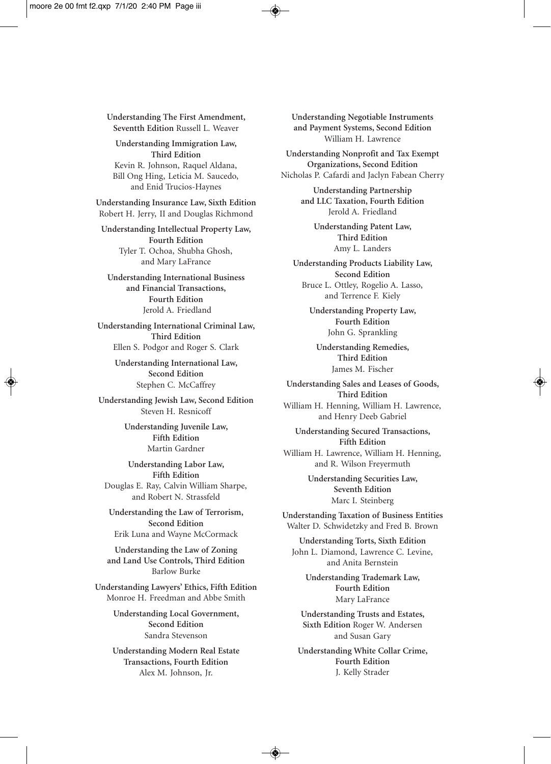**Understanding The First Amendment, Seventh Edition** Russell L. Weaver

**Understanding Immigration Law, Third Edition**
Kevin R. Johnson, Raquel Aldana, Bill Ong Hing, Leticia M. Saucedo, and Enid Trucios-Haynes

**Understanding Insurance Law, Sixth Edition**
Robert H. Jerry, II and Douglas Richmond

**Understanding Intellectual Property Law, Fourth Edition**
Tyler T. Ochoa, Shubha Ghosh, and Mary LaFrance

**Understanding International Business and Financial Transactions, Fourth Edition**
Jerold A. Friedland

**Understanding International Criminal Law, Third Edition**
Ellen S. Podgor and Roger S. Clark

**Understanding International Law, Second Edition**
Stephen C. McCaffrey

**Understanding Jewish Law, Second Edition**
Steven H. Resnicoff

**Understanding Juvenile Law, Fifth Edition**
Martin Gardner

**Understanding Labor Law, Fifth Edition**
Douglas E. Ray, Calvin William Sharpe, and Robert N. Strassfeld

**Understanding the Law of Terrorism, Second Edition**
Erik Luna and Wayne McCormack

**Understanding the Law of Zoning and Land Use Controls, Third Edition**
Barlow Burke

**Understanding Lawyers' Ethics, Fifth Edition**
Monroe H. Freedman and Abbe Smith

**Understanding Local Government, Second Edition**
Sandra Stevenson

**Understanding Modern Real Estate Transactions, Fourth Edition**
Alex M. Johnson, Jr.

**Understanding Negotiable Instruments and Payment Systems, Second Edition**
William H. Lawrence

**Understanding Nonprofit and Tax Exempt Organizations, Second Edition**
Nicholas P. Cafardi and Jaclyn Fabean Cherry

**Understanding Partnership and LLC Taxation, Fourth Edition**
Jerold A. Friedland

**Understanding Patent Law, Third Edition**
Amy L. Landers

**Understanding Products Liability Law, Second Edition**
Bruce L. Ottley, Rogelio A. Lasso, and Terrence F. Kiely

**Understanding Property Law, Fourth Edition**
John G. Sprankling

**Understanding Remedies, Third Edition**
James M. Fischer

**Understanding Sales and Leases of Goods, Third Edition**
William H. Henning, William H. Lawrence, and Henry Deeb Gabriel

**Understanding Secured Transactions, Fifth Edition**
William H. Lawrence, William H. Henning, and R. Wilson Freyermuth

**Understanding Securities Law, Seventh Edition**
Marc I. Steinberg

**Understanding Taxation of Business Entities**
Walter D. Schwidetzky and Fred B. Brown

**Understanding Torts, Sixth Edition**
John L. Diamond, Lawrence C. Levine, and Anita Bernstein

**Understanding Trademark Law, Fourth Edition**
Mary LaFrance

**Understanding Trusts and Estates, Sixth Edition** Roger W. Andersen and Susan Gary

**Understanding White Collar Crime, Fourth Edition**
J. Kelly Strader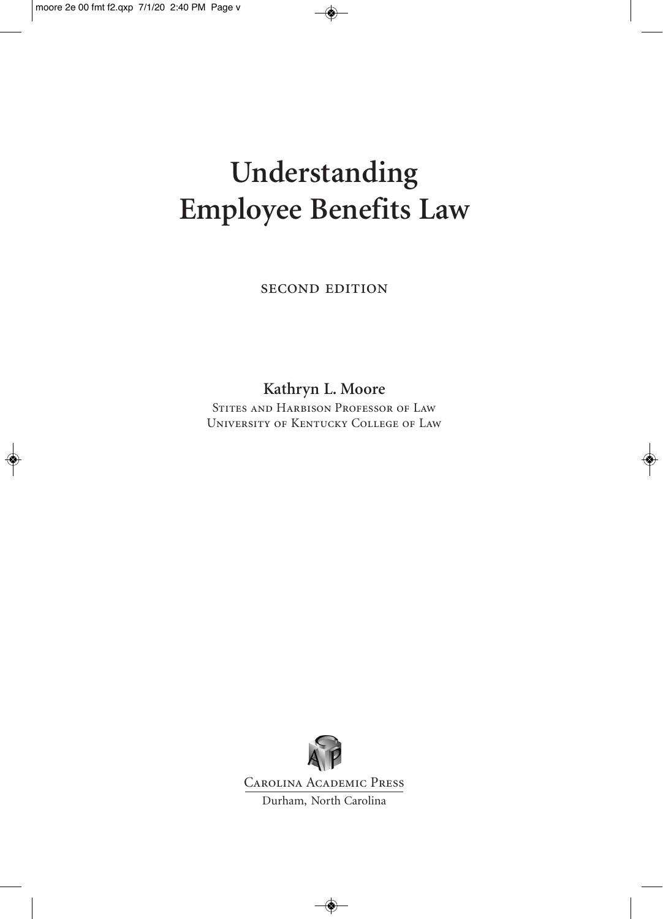# Understanding Employee Benefits Law

SECOND EDITION

**Kathryn L. Moore**

Stites and Harbison Professor of Law
University of Kentucky College of Law

Carolina Academic Press
Durham, North Carolina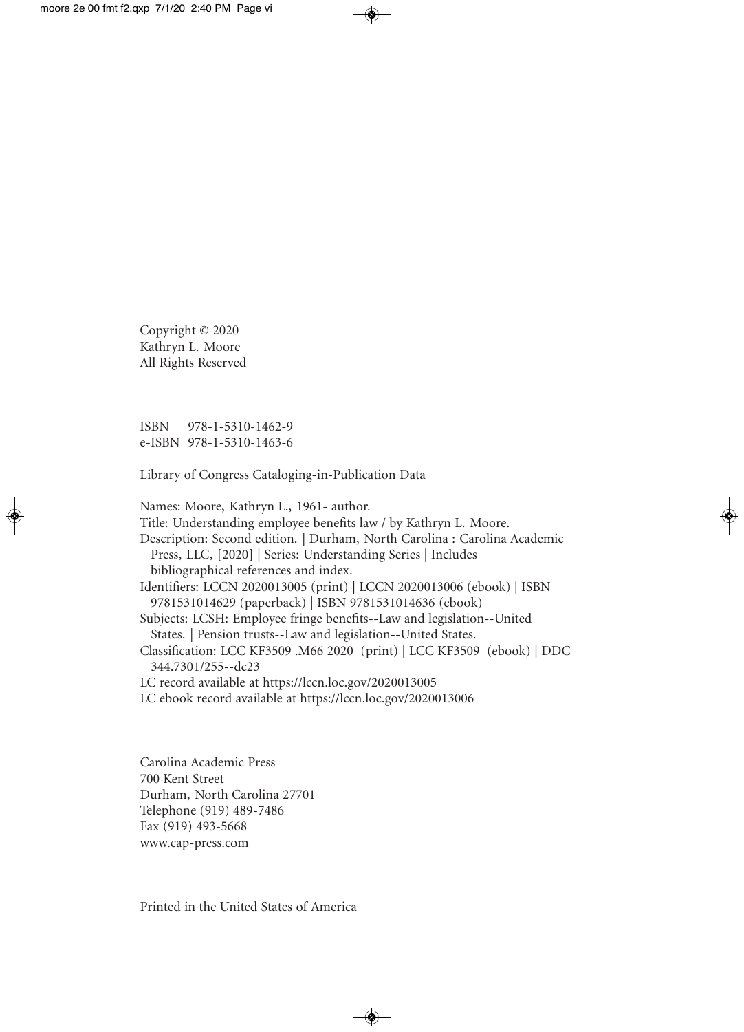Copyright © 2020
Kathryn L. Moore
All Rights Reserved

ISBN 978-1-5310-1462-9
e-ISBN 978-1-5310-1463-6

Library of Congress Cataloging-in-Publication Data

Names: Moore, Kathryn L., 1961- author.
Title: Understanding employee benefits law / by Kathryn L. Moore.
Description: Second edition. | Durham, North Carolina : Carolina Academic Press, LLC, [2020] | Series: Understanding Series | Includes bibliographical references and index.
Identifiers: LCCN 2020013005 (print) | LCCN 2020013006 (ebook) | ISBN 9781531014629 (paperback) | ISBN 9781531014636 (ebook)
Subjects: LCSH: Employee fringe benefits--Law and legislation--United States. | Pension trusts--Law and legislation--United States.
Classification: LCC KF3509 .M66 2020 (print) | LCC KF3509 (ebook) | DDC 344.7301/255--dc23
LC record available at https://lccn.loc.gov/2020013005
LC ebook record available at https://lccn.loc.gov/2020013006

Carolina Academic Press
700 Kent Street
Durham, North Carolina 27701
Telephone (919) 489-7486
Fax (919) 493-5668
www.cap-press.com

Printed in the United States of America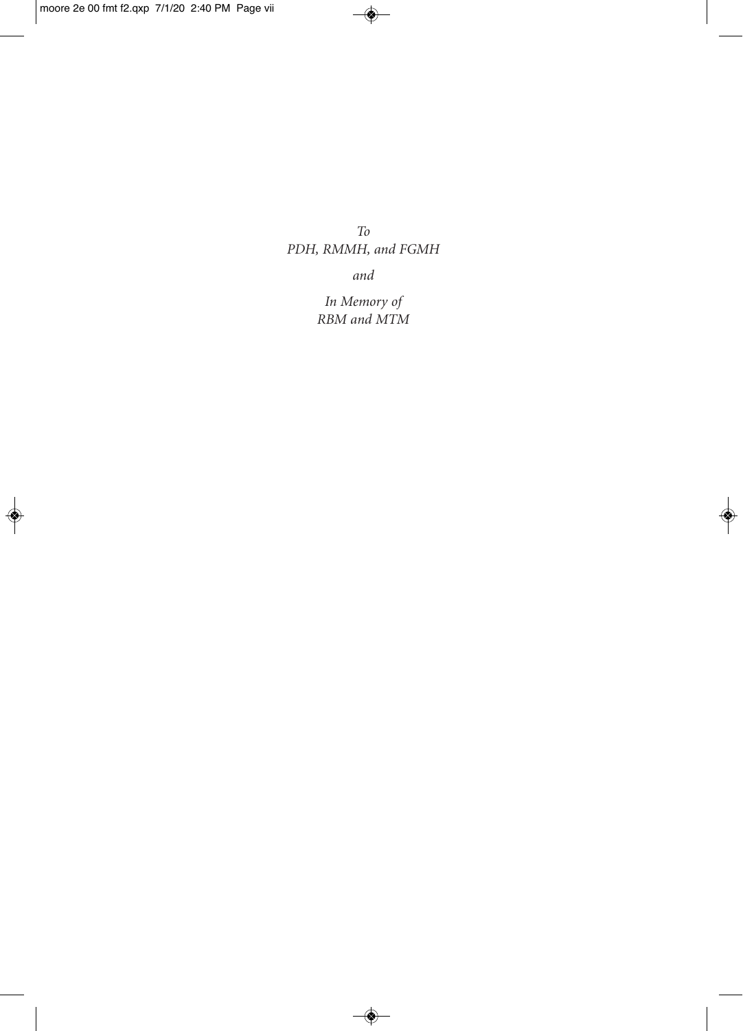*To*
*PDH, RMMH, and FGMH*

*and*

*In Memory of*
*RBM and MTM*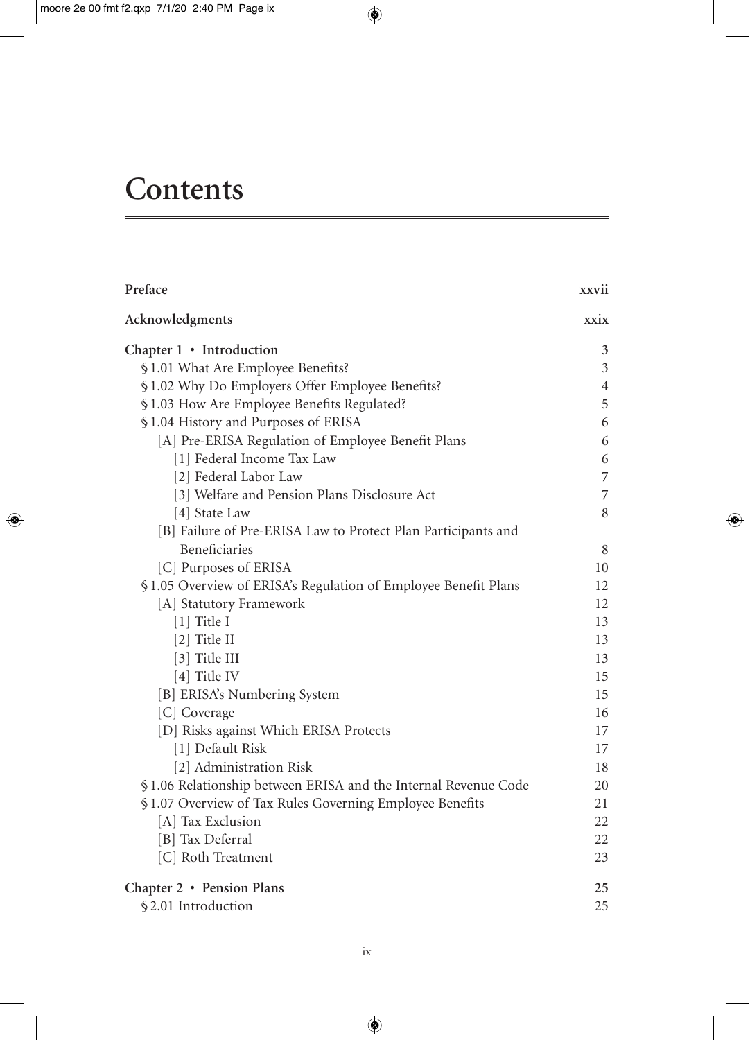# Contents

| | |
|---|---|
| **Preface** | **xxvii** |
| **Acknowledgments** | **xxix** |
| **Chapter 1 • Introduction** | **3** |
| § 1.01 What Are Employee Benefits? | 3 |
| § 1.02 Why Do Employers Offer Employee Benefits? | 4 |
| § 1.03 How Are Employee Benefits Regulated? | 5 |
| § 1.04 History and Purposes of ERISA | 6 |
| [A] Pre-ERISA Regulation of Employee Benefit Plans | 6 |
| [1] Federal Income Tax Law | 6 |
| [2] Federal Labor Law | 7 |
| [3] Welfare and Pension Plans Disclosure Act | 7 |
| [4] State Law | 8 |
| [B] Failure of Pre-ERISA Law to Protect Plan Participants and Beneficiaries | 8 |
| [C] Purposes of ERISA | 10 |
| § 1.05 Overview of ERISA's Regulation of Employee Benefit Plans | 12 |
| [A] Statutory Framework | 12 |
| [1] Title I | 13 |
| [2] Title II | 13 |
| [3] Title III | 13 |
| [4] Title IV | 15 |
| [B] ERISA's Numbering System | 15 |
| [C] Coverage | 16 |
| [D] Risks against Which ERISA Protects | 17 |
| [1] Default Risk | 17 |
| [2] Administration Risk | 18 |
| § 1.06 Relationship between ERISA and the Internal Revenue Code | 20 |
| § 1.07 Overview of Tax Rules Governing Employee Benefits | 21 |
| [A] Tax Exclusion | 22 |
| [B] Tax Deferral | 22 |
| [C] Roth Treatment | 23 |
| **Chapter 2 • Pension Plans** | **25** |
| § 2.01 Introduction | 25 |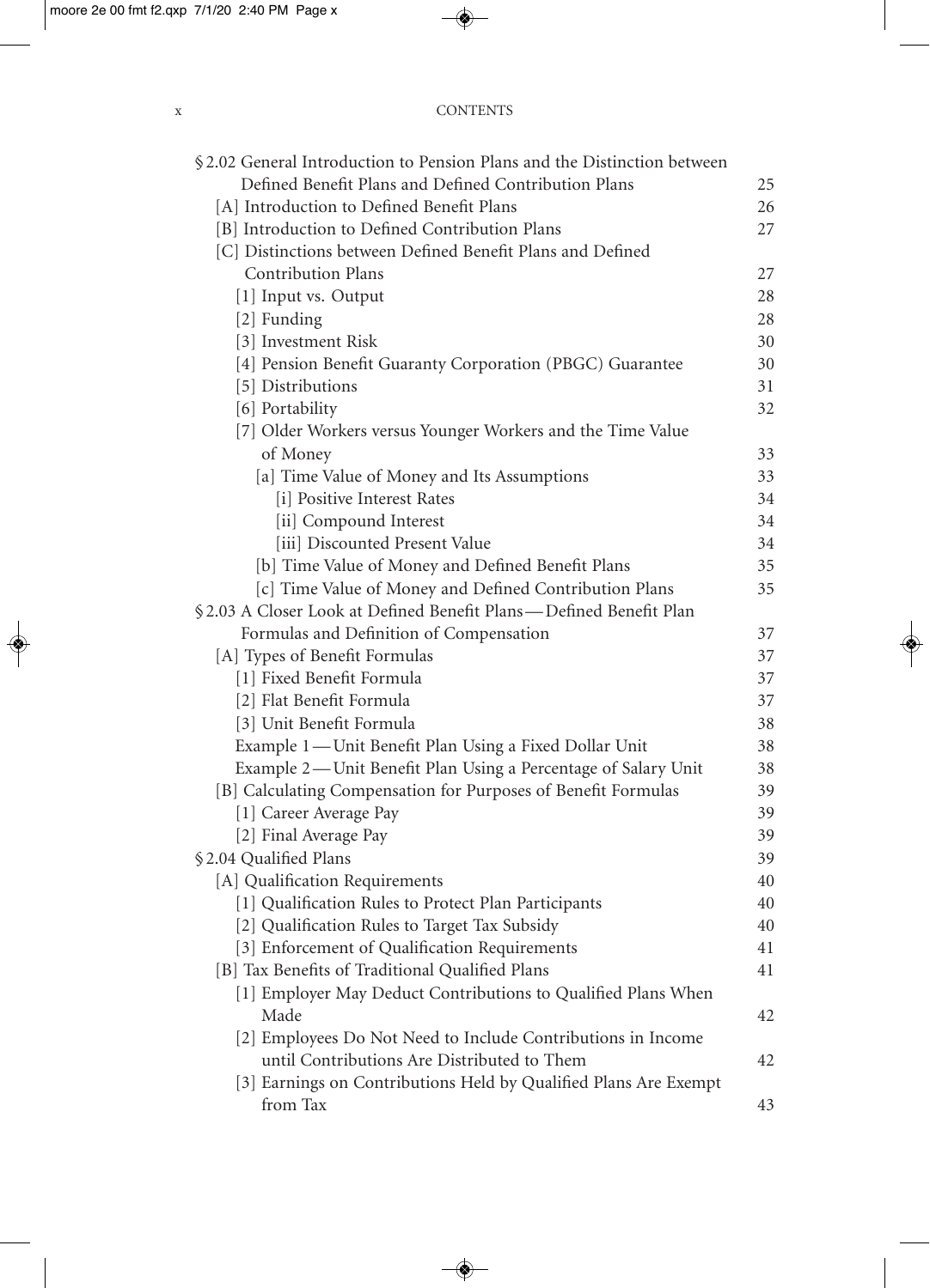| | |
|---|---|
| § 2.02 General Introduction to Pension Plans and the Distinction between Defined Benefit Plans and Defined Contribution Plans | 25 |
| [A] Introduction to Defined Benefit Plans | 26 |
| [B] Introduction to Defined Contribution Plans | 27 |
| [C] Distinctions between Defined Benefit Plans and Defined Contribution Plans | 27 |
| [1] Input vs. Output | 28 |
| [2] Funding | 28 |
| [3] Investment Risk | 30 |
| [4] Pension Benefit Guaranty Corporation (PBGC) Guarantee | 30 |
| [5] Distributions | 31 |
| [6] Portability | 32 |
| [7] Older Workers versus Younger Workers and the Time Value of Money | 33 |
| [a] Time Value of Money and Its Assumptions | 33 |
| [i] Positive Interest Rates | 34 |
| [ii] Compound Interest | 34 |
| [iii] Discounted Present Value | 34 |
| [b] Time Value of Money and Defined Benefit Plans | 35 |
| [c] Time Value of Money and Defined Contribution Plans | 35 |
| § 2.03 A Closer Look at Defined Benefit Plans — Defined Benefit Plan Formulas and Definition of Compensation | 37 |
| [A] Types of Benefit Formulas | 37 |
| [1] Fixed Benefit Formula | 37 |
| [2] Flat Benefit Formula | 37 |
| [3] Unit Benefit Formula | 38 |
| Example 1 — Unit Benefit Plan Using a Fixed Dollar Unit | 38 |
| Example 2 — Unit Benefit Plan Using a Percentage of Salary Unit | 38 |
| [B] Calculating Compensation for Purposes of Benefit Formulas | 39 |
| [1] Career Average Pay | 39 |
| [2] Final Average Pay | 39 |
| § 2.04 Qualified Plans | 39 |
| [A] Qualification Requirements | 40 |
| [1] Qualification Rules to Protect Plan Participants | 40 |
| [2] Qualification Rules to Target Tax Subsidy | 40 |
| [3] Enforcement of Qualification Requirements | 41 |
| [B] Tax Benefits of Traditional Qualified Plans | 41 |
| [1] Employer May Deduct Contributions to Qualified Plans When Made | 42 |
| [2] Employees Do Not Need to Include Contributions in Income until Contributions Are Distributed to Them | 42 |
| [3] Earnings on Contributions Held by Qualified Plans Are Exempt from Tax | 43 |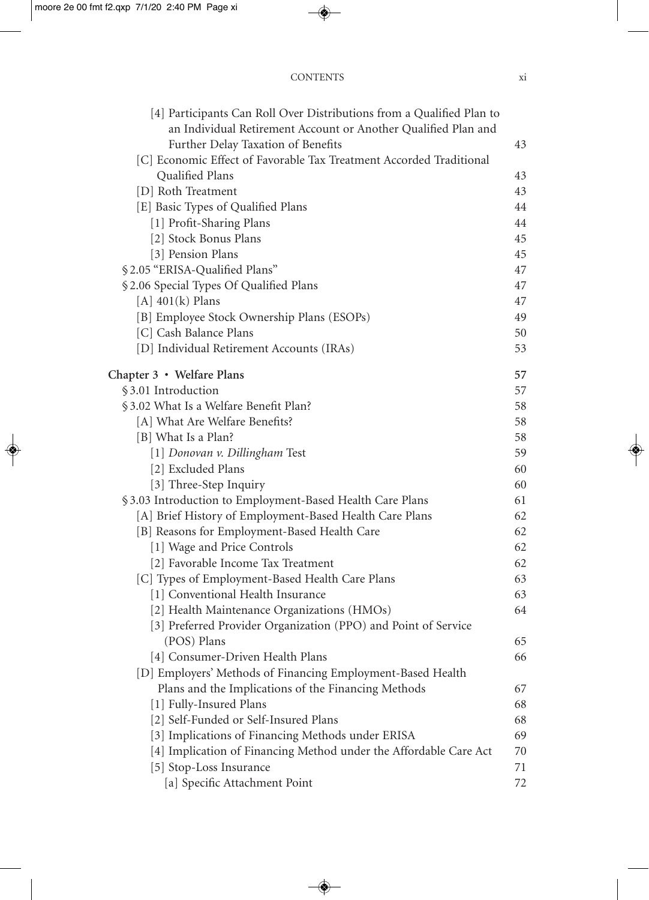[4] Participants Can Roll Over Distributions from a Qualified Plan to an Individual Retirement Account or Another Qualified Plan and Further Delay Taxation of Benefits 43

[C] Economic Effect of Favorable Tax Treatment Accorded Traditional Qualified Plans 43

[D] Roth Treatment 43

[E] Basic Types of Qualified Plans 44

[1] Profit-Sharing Plans 44

[2] Stock Bonus Plans 45

[3] Pension Plans 45

§ 2.05 "ERISA-Qualified Plans" 47

§ 2.06 Special Types Of Qualified Plans 47

[A] 401(k) Plans 47

[B] Employee Stock Ownership Plans (ESOPs) 49

[C] Cash Balance Plans 50

[D] Individual Retirement Accounts (IRAs) 53

**Chapter 3 • Welfare Plans** 57

§ 3.01 Introduction 57

§ 3.02 What Is a Welfare Benefit Plan? 58

[A] What Are Welfare Benefits? 58

[B] What Is a Plan? 58

[1] *Donovan v. Dillingham* Test 59

[2] Excluded Plans 60

[3] Three-Step Inquiry 60

§ 3.03 Introduction to Employment-Based Health Care Plans 61

[A] Brief History of Employment-Based Health Care Plans 62

[B] Reasons for Employment-Based Health Care 62

[1] Wage and Price Controls 62

[2] Favorable Income Tax Treatment 62

[C] Types of Employment-Based Health Care Plans 63

[1] Conventional Health Insurance 63

[2] Health Maintenance Organizations (HMOs) 64

[3] Preferred Provider Organization (PPO) and Point of Service (POS) Plans 65

[4] Consumer-Driven Health Plans 66

[D] Employers' Methods of Financing Employment-Based Health Plans and the Implications of the Financing Methods 67

[1] Fully-Insured Plans 68

[2] Self-Funded or Self-Insured Plans 68

[3] Implications of Financing Methods under ERISA 69

[4] Implication of Financing Method under the Affordable Care Act 70

[5] Stop-Loss Insurance 71

[a] Specific Attachment Point 72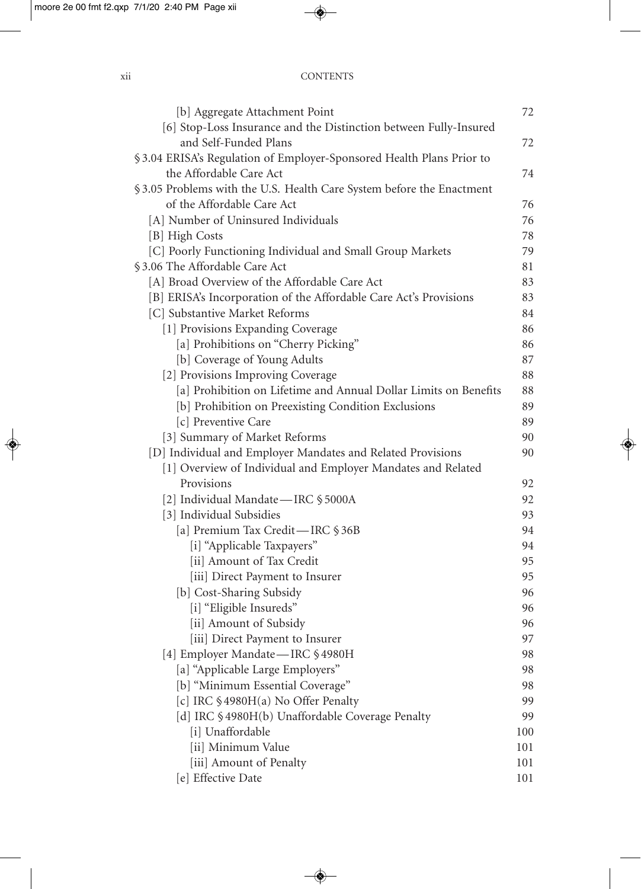[b] Aggregate Attachment Point 72
[6] Stop-Loss Insurance and the Distinction between Fully-Insured and Self-Funded Plans 72
§ 3.04 ERISA's Regulation of Employer-Sponsored Health Plans Prior to the Affordable Care Act 74
§ 3.05 Problems with the U.S. Health Care System before the Enactment of the Affordable Care Act 76
[A] Number of Uninsured Individuals 76
[B] High Costs 78
[C] Poorly Functioning Individual and Small Group Markets 79
§ 3.06 The Affordable Care Act 81
[A] Broad Overview of the Affordable Care Act 83
[B] ERISA's Incorporation of the Affordable Care Act's Provisions 83
[C] Substantive Market Reforms 84
[1] Provisions Expanding Coverage 86
[a] Prohibitions on "Cherry Picking" 86
[b] Coverage of Young Adults 87
[2] Provisions Improving Coverage 88
[a] Prohibition on Lifetime and Annual Dollar Limits on Benefits 88
[b] Prohibition on Preexisting Condition Exclusions 89
[c] Preventive Care 89
[3] Summary of Market Reforms 90
[D] Individual and Employer Mandates and Related Provisions 90
[1] Overview of Individual and Employer Mandates and Related Provisions 92
[2] Individual Mandate — IRC § 5000A 92
[3] Individual Subsidies 93
[a] Premium Tax Credit — IRC § 36B 94
[i] "Applicable Taxpayers" 94
[ii] Amount of Tax Credit 95
[iii] Direct Payment to Insurer 95
[b] Cost-Sharing Subsidy 96
[i] "Eligible Insureds" 96
[ii] Amount of Subsidy 96
[iii] Direct Payment to Insurer 97
[4] Employer Mandate — IRC § 4980H 98
[a] "Applicable Large Employers" 98
[b] "Minimum Essential Coverage" 98
[c] IRC § 4980H(a) No Offer Penalty 99
[d] IRC § 4980H(b) Unaffordable Coverage Penalty 99
[i] Unaffordable 100
[ii] Minimum Value 101
[iii] Amount of Penalty 101
[e] Effective Date 101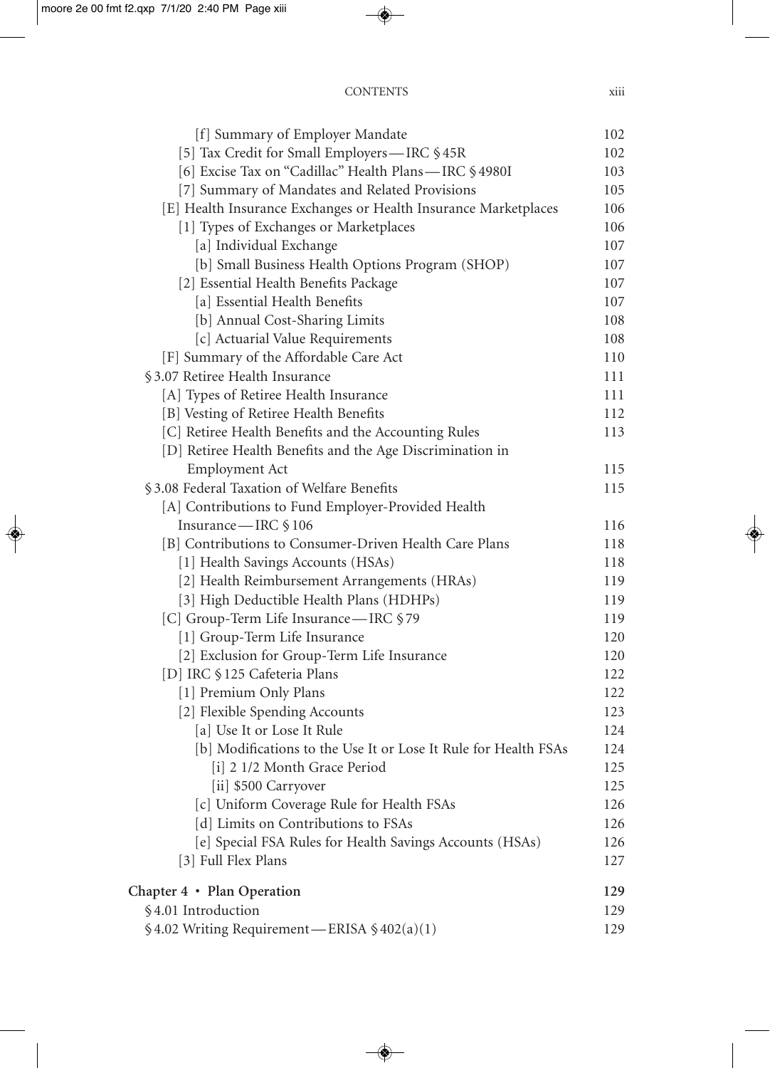| | |
|---|---|
| [f] Summary of Employer Mandate | 102 |
| [5] Tax Credit for Small Employers—IRC §45R | 102 |
| [6] Excise Tax on "Cadillac" Health Plans—IRC §4980I | 103 |
| [7] Summary of Mandates and Related Provisions | 105 |
| [E] Health Insurance Exchanges or Health Insurance Marketplaces | 106 |
| [1] Types of Exchanges or Marketplaces | 106 |
| [a] Individual Exchange | 107 |
| [b] Small Business Health Options Program (SHOP) | 107 |
| [2] Essential Health Benefits Package | 107 |
| [a] Essential Health Benefits | 107 |
| [b] Annual Cost-Sharing Limits | 108 |
| [c] Actuarial Value Requirements | 108 |
| [F] Summary of the Affordable Care Act | 110 |
| §3.07 Retiree Health Insurance | 111 |
| [A] Types of Retiree Health Insurance | 111 |
| [B] Vesting of Retiree Health Benefits | 112 |
| [C] Retiree Health Benefits and the Accounting Rules | 113 |
| [D] Retiree Health Benefits and the Age Discrimination in Employment Act | 115 |
| §3.08 Federal Taxation of Welfare Benefits | 115 |
| [A] Contributions to Fund Employer-Provided Health Insurance—IRC §106 | 116 |
| [B] Contributions to Consumer-Driven Health Care Plans | 118 |
| [1] Health Savings Accounts (HSAs) | 118 |
| [2] Health Reimbursement Arrangements (HRAs) | 119 |
| [3] High Deductible Health Plans (HDHPs) | 119 |
| [C] Group-Term Life Insurance—IRC §79 | 119 |
| [1] Group-Term Life Insurance | 120 |
| [2] Exclusion for Group-Term Life Insurance | 120 |
| [D] IRC §125 Cafeteria Plans | 122 |
| [1] Premium Only Plans | 122 |
| [2] Flexible Spending Accounts | 123 |
| [a] Use It or Lose It Rule | 124 |
| [b] Modifications to the Use It or Lose It Rule for Health FSAs | 124 |
| [i] 2 1/2 Month Grace Period | 125 |
| [ii] $500 Carryover | 125 |
| [c] Uniform Coverage Rule for Health FSAs | 126 |
| [d] Limits on Contributions to FSAs | 126 |
| [e] Special FSA Rules for Health Savings Accounts (HSAs) | 126 |
| [3] Full Flex Plans | 127 |
| **Chapter 4 • Plan Operation** | **129** |
| §4.01 Introduction | 129 |
| §4.02 Writing Requirement—ERISA §402(a)(1) | 129 |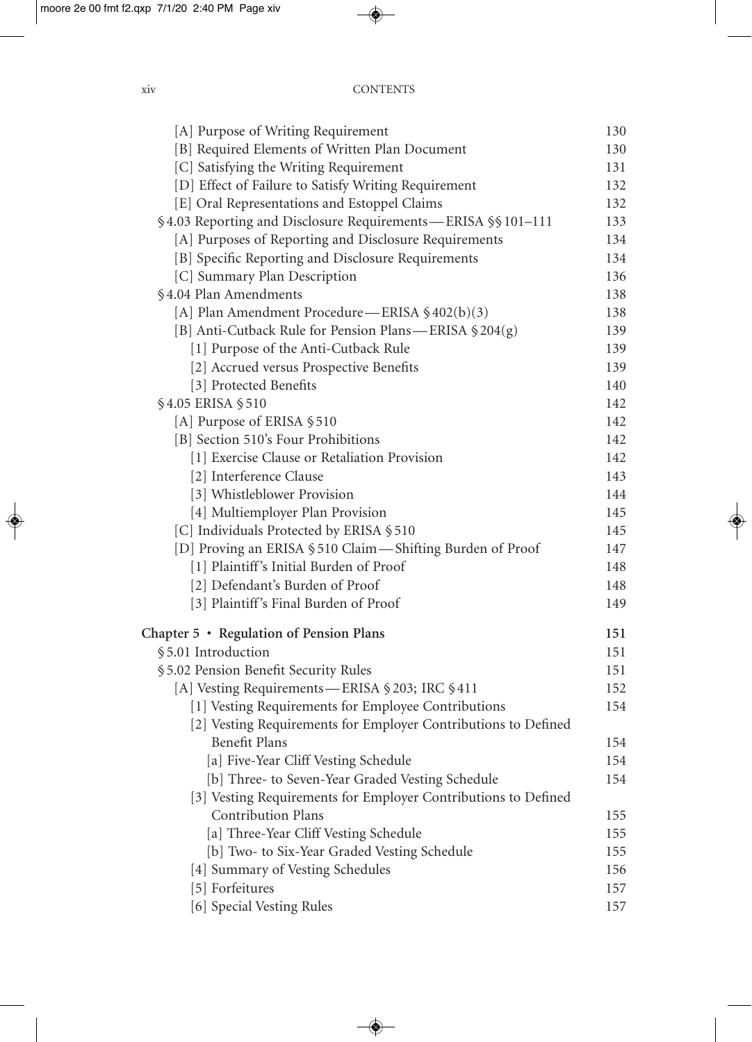| | |
|---|---|
| [A] Purpose of Writing Requirement | 130 |
| [B] Required Elements of Written Plan Document | 130 |
| [C] Satisfying the Writing Requirement | 131 |
| [D] Effect of Failure to Satisfy Writing Requirement | 132 |
| [E] Oral Representations and Estoppel Claims | 132 |
| § 4.03 Reporting and Disclosure Requirements — ERISA §§ 101–111 | 133 |
| [A] Purposes of Reporting and Disclosure Requirements | 134 |
| [B] Specific Reporting and Disclosure Requirements | 134 |
| [C] Summary Plan Description | 136 |
| § 4.04 Plan Amendments | 138 |
| [A] Plan Amendment Procedure — ERISA § 402(b)(3) | 138 |
| [B] Anti-Cutback Rule for Pension Plans — ERISA § 204(g) | 139 |
| [1] Purpose of the Anti-Cutback Rule | 139 |
| [2] Accrued versus Prospective Benefits | 139 |
| [3] Protected Benefits | 140 |
| § 4.05 ERISA § 510 | 142 |
| [A] Purpose of ERISA § 510 | 142 |
| [B] Section 510's Four Prohibitions | 142 |
| [1] Exercise Clause or Retaliation Provision | 142 |
| [2] Interference Clause | 143 |
| [3] Whistleblower Provision | 144 |
| [4] Multiemployer Plan Provision | 145 |
| [C] Individuals Protected by ERISA § 510 | 145 |
| [D] Proving an ERISA § 510 Claim — Shifting Burden of Proof | 147 |
| [1] Plaintiff's Initial Burden of Proof | 148 |
| [2] Defendant's Burden of Proof | 148 |
| [3] Plaintiff's Final Burden of Proof | 149 |
| **Chapter 5 • Regulation of Pension Plans** | **151** |
| § 5.01 Introduction | 151 |
| § 5.02 Pension Benefit Security Rules | 151 |
| [A] Vesting Requirements — ERISA § 203; IRC § 411 | 152 |
| [1] Vesting Requirements for Employee Contributions | 154 |
| [2] Vesting Requirements for Employer Contributions to Defined Benefit Plans | 154 |
| [a] Five-Year Cliff Vesting Schedule | 154 |
| [b] Three- to Seven-Year Graded Vesting Schedule | 154 |
| [3] Vesting Requirements for Employer Contributions to Defined Contribution Plans | 155 |
| [a] Three-Year Cliff Vesting Schedule | 155 |
| [b] Two- to Six-Year Graded Vesting Schedule | 155 |
| [4] Summary of Vesting Schedules | 156 |
| [5] Forfeitures | 157 |
| [6] Special Vesting Rules | 157 |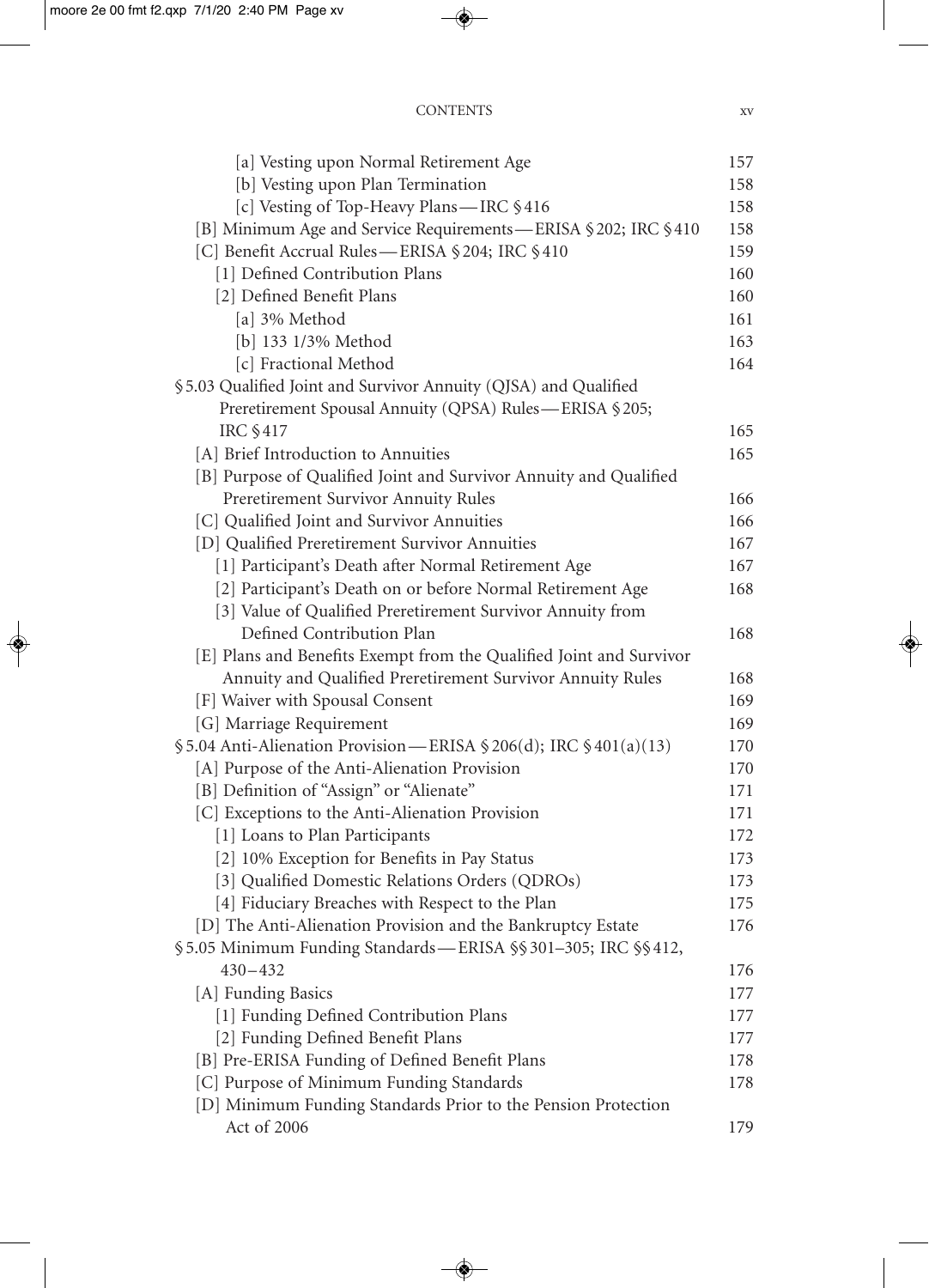[a] Vesting upon Normal Retirement Age 157
[b] Vesting upon Plan Termination 158
[c] Vesting of Top-Heavy Plans — IRC § 416 158
[B] Minimum Age and Service Requirements — ERISA § 202; IRC § 410 158
[C] Benefit Accrual Rules — ERISA § 204; IRC § 410 159
[1] Defined Contribution Plans 160
[2] Defined Benefit Plans 160
[a] 3% Method 161
[b] 133 1/3% Method 163
[c] Fractional Method 164

§ 5.03 Qualified Joint and Survivor Annuity (QJSA) and Qualified Preretirement Spousal Annuity (QPSA) Rules — ERISA § 205; IRC § 417 165
[A] Brief Introduction to Annuities 165
[B] Purpose of Qualified Joint and Survivor Annuity and Qualified Preretirement Survivor Annuity Rules 166
[C] Qualified Joint and Survivor Annuities 166
[D] Qualified Preretirement Survivor Annuities 167
[1] Participant's Death after Normal Retirement Age 167
[2] Participant's Death on or before Normal Retirement Age 168
[3] Value of Qualified Preretirement Survivor Annuity from Defined Contribution Plan 168
[E] Plans and Benefits Exempt from the Qualified Joint and Survivor Annuity and Qualified Preretirement Survivor Annuity Rules 168
[F] Waiver with Spousal Consent 169
[G] Marriage Requirement 169

§ 5.04 Anti-Alienation Provision — ERISA § 206(d); IRC § 401(a)(13) 170
[A] Purpose of the Anti-Alienation Provision 170
[B] Definition of "Assign" or "Alienate" 171
[C] Exceptions to the Anti-Alienation Provision 171
[1] Loans to Plan Participants 172
[2] 10% Exception for Benefits in Pay Status 173
[3] Qualified Domestic Relations Orders (QDROs) 173
[4] Fiduciary Breaches with Respect to the Plan 175
[D] The Anti-Alienation Provision and the Bankruptcy Estate 176

§ 5.05 Minimum Funding Standards — ERISA §§ 301–305; IRC §§ 412, 430–432 176
[A] Funding Basics 177
[1] Funding Defined Contribution Plans 177
[2] Funding Defined Benefit Plans 177
[B] Pre-ERISA Funding of Defined Benefit Plans 178
[C] Purpose of Minimum Funding Standards 178
[D] Minimum Funding Standards Prior to the Pension Protection Act of 2006 179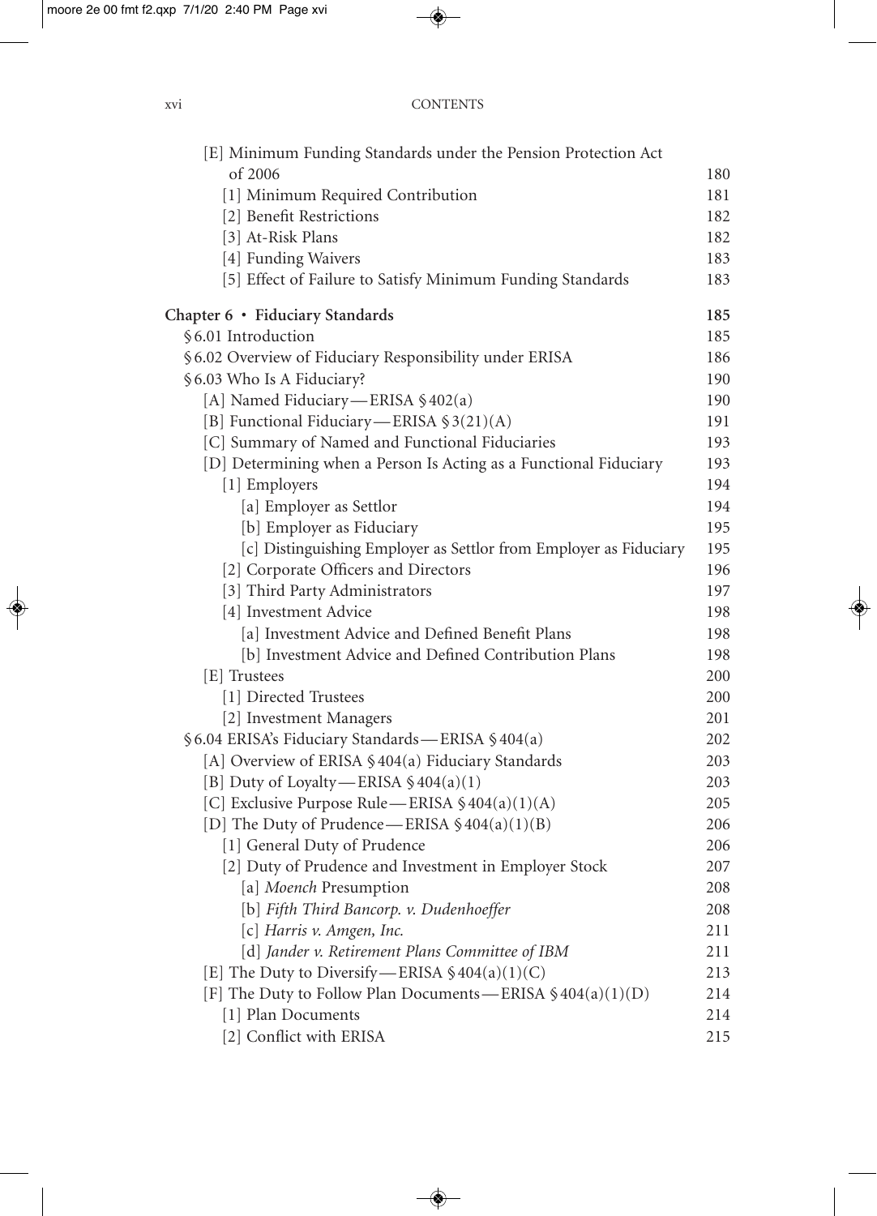[E] Minimum Funding Standards under the Pension Protection Act of 2006 180
- [1] Minimum Required Contribution 181
- [2] Benefit Restrictions 182
- [3] At-Risk Plans 182
- [4] Funding Waivers 183
- [5] Effect of Failure to Satisfy Minimum Funding Standards 183

**Chapter 6 • Fiduciary Standards 185**

§ 6.01 Introduction 185

§ 6.02 Overview of Fiduciary Responsibility under ERISA 186

§ 6.03 Who Is A Fiduciary? 190
- [A] Named Fiduciary — ERISA § 402(a) 190
- [B] Functional Fiduciary — ERISA § 3(21)(A) 191
- [C] Summary of Named and Functional Fiduciaries 193
- [D] Determining when a Person Is Acting as a Functional Fiduciary 193
  - [1] Employers 194
    - [a] Employer as Settlor 194
    - [b] Employer as Fiduciary 195
    - [c] Distinguishing Employer as Settlor from Employer as Fiduciary 195
  - [2] Corporate Officers and Directors 196
  - [3] Third Party Administrators 197
  - [4] Investment Advice 198
    - [a] Investment Advice and Defined Benefit Plans 198
    - [b] Investment Advice and Defined Contribution Plans 198
- [E] Trustees 200
  - [1] Directed Trustees 200
  - [2] Investment Managers 201

§ 6.04 ERISA's Fiduciary Standards — ERISA § 404(a) 202
- [A] Overview of ERISA § 404(a) Fiduciary Standards 203
- [B] Duty of Loyalty — ERISA § 404(a)(1) 203
- [C] Exclusive Purpose Rule — ERISA § 404(a)(1)(A) 205
- [D] The Duty of Prudence — ERISA § 404(a)(1)(B) 206
  - [1] General Duty of Prudence 206
  - [2] Duty of Prudence and Investment in Employer Stock 207
    - [a] *Moench* Presumption 208
    - [b] *Fifth Third Bancorp. v. Dudenhoeffer* 208
    - [c] *Harris v. Amgen, Inc.* 211
    - [d] *Jander v. Retirement Plans Committee of IBM* 211
- [E] The Duty to Diversify — ERISA § 404(a)(1)(C) 213
- [F] The Duty to Follow Plan Documents — ERISA § 404(a)(1)(D) 214
  - [1] Plan Documents 214
  - [2] Conflict with ERISA 215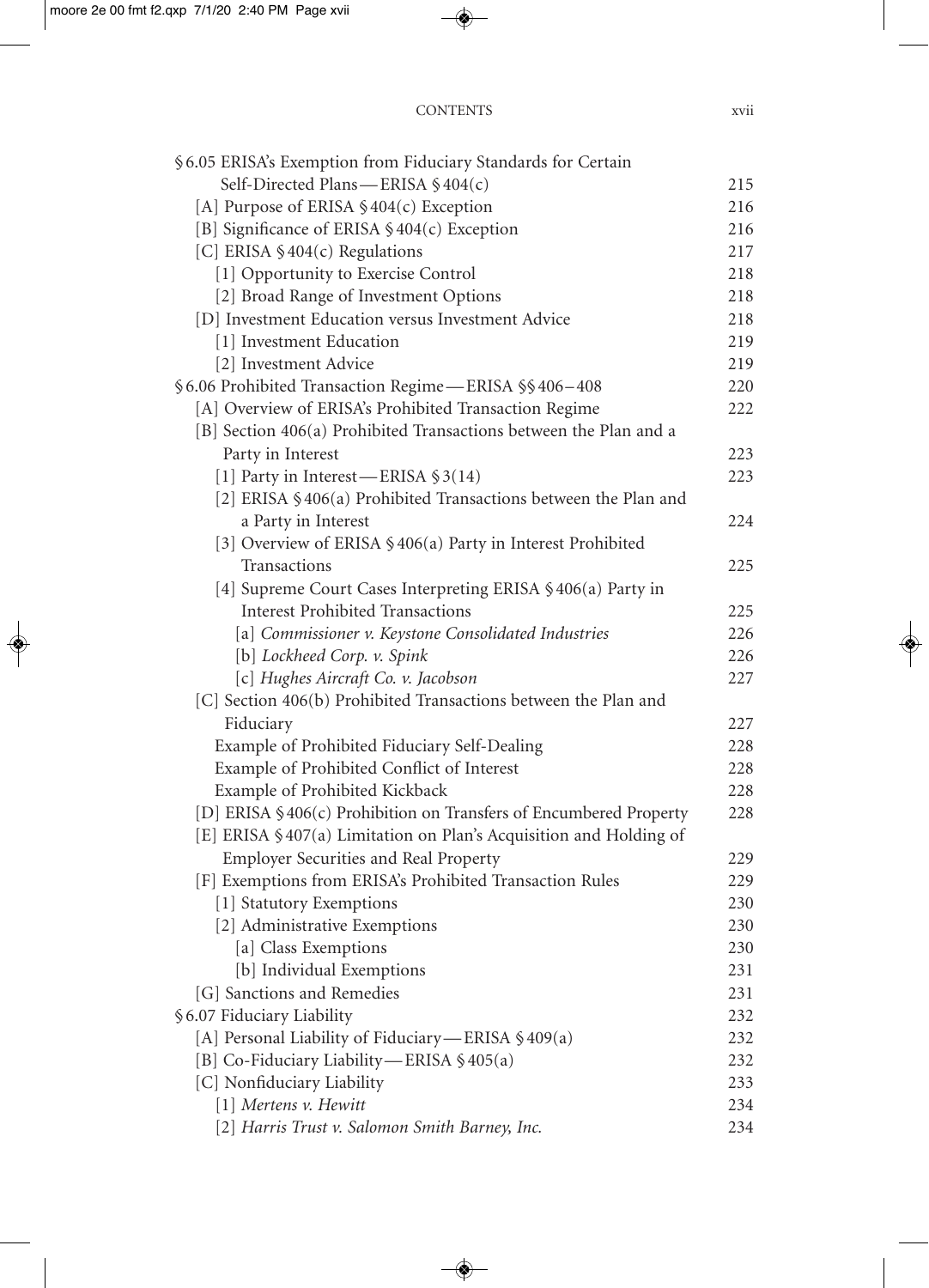CONTENTS

§ 6.05 ERISA's Exemption from Fiduciary Standards for Certain Self-Directed Plans — ERISA § 404(c) 215
- [A] Purpose of ERISA § 404(c) Exception 216
- [B] Significance of ERISA § 404(c) Exception 216
- [C] ERISA § 404(c) Regulations 217
  - [1] Opportunity to Exercise Control 218
  - [2] Broad Range of Investment Options 218
- [D] Investment Education versus Investment Advice 218
  - [1] Investment Education 219
  - [2] Investment Advice 219

§ 6.06 Prohibited Transaction Regime — ERISA §§ 406–408 220
- [A] Overview of ERISA's Prohibited Transaction Regime 222
- [B] Section 406(a) Prohibited Transactions between the Plan and a Party in Interest 223
  - [1] Party in Interest — ERISA § 3(14) 223
  - [2] ERISA § 406(a) Prohibited Transactions between the Plan and a Party in Interest 224
  - [3] Overview of ERISA § 406(a) Party in Interest Prohibited Transactions 225
  - [4] Supreme Court Cases Interpreting ERISA § 406(a) Party in Interest Prohibited Transactions 225
    - [a] *Commissioner v. Keystone Consolidated Industries* 226
    - [b] *Lockheed Corp. v. Spink* 226
    - [c] *Hughes Aircraft Co. v. Jacobson* 227
- [C] Section 406(b) Prohibited Transactions between the Plan and Fiduciary 227
  - Example of Prohibited Fiduciary Self-Dealing 228
  - Example of Prohibited Conflict of Interest 228
  - Example of Prohibited Kickback 228
- [D] ERISA § 406(c) Prohibition on Transfers of Encumbered Property 228
- [E] ERISA § 407(a) Limitation on Plan's Acquisition and Holding of Employer Securities and Real Property 229
- [F] Exemptions from ERISA's Prohibited Transaction Rules 229
  - [1] Statutory Exemptions 230
  - [2] Administrative Exemptions 230
    - [a] Class Exemptions 230
    - [b] Individual Exemptions 231
- [G] Sanctions and Remedies 231

§ 6.07 Fiduciary Liability 232
- [A] Personal Liability of Fiduciary — ERISA § 409(a) 232
- [B] Co-Fiduciary Liability — ERISA § 405(a) 232
- [C] Nonfiduciary Liability 233
  - [1] *Mertens v. Hewitt* 234
  - [2] *Harris Trust v. Salomon Smith Barney, Inc.* 234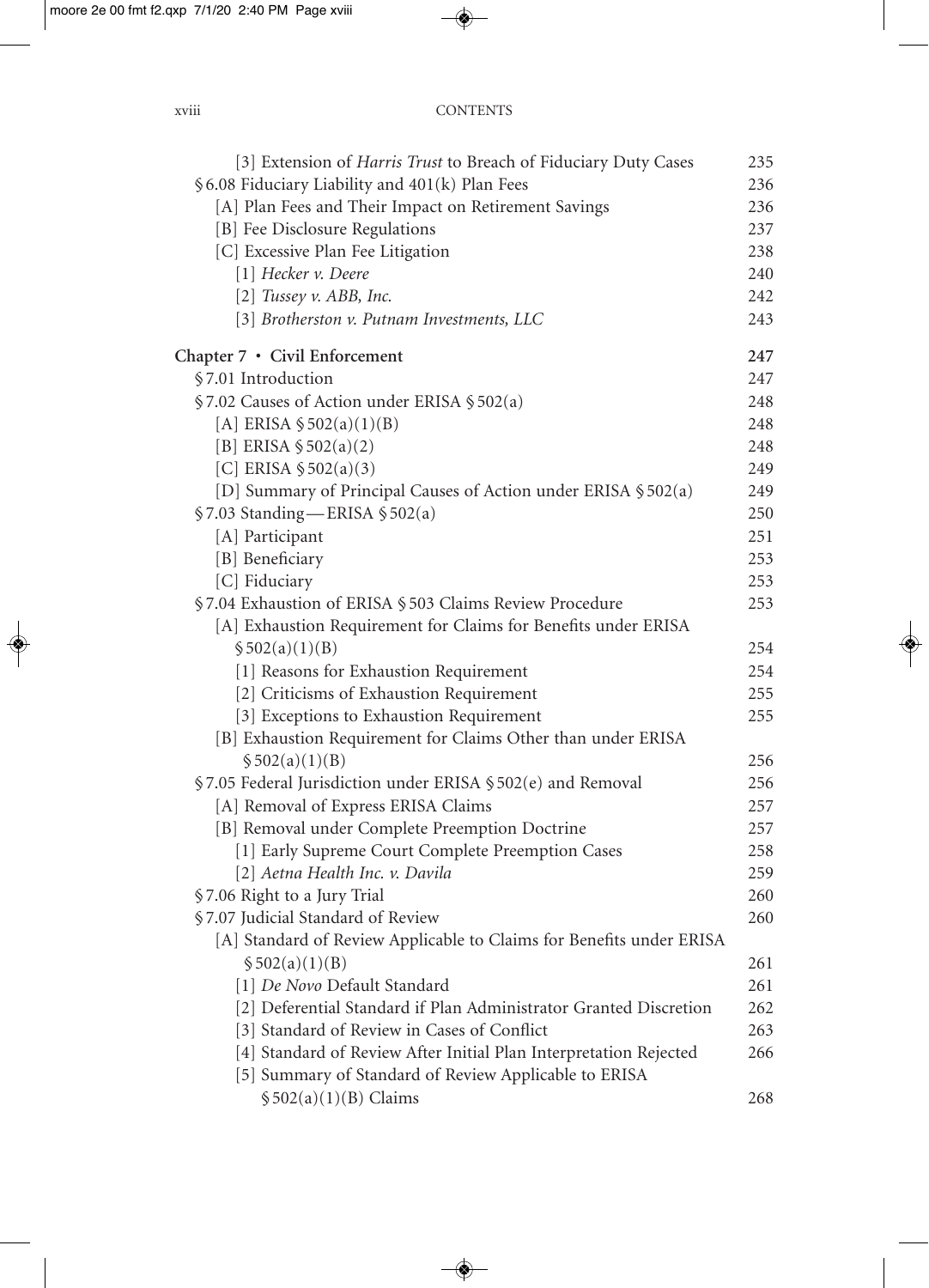[3] Extension of *Harris Trust* to Breach of Fiduciary Duty Cases 235
§6.08 Fiduciary Liability and 401(k) Plan Fees 236
[A] Plan Fees and Their Impact on Retirement Savings 236
[B] Fee Disclosure Regulations 237
[C] Excessive Plan Fee Litigation 238
[1] *Hecker v. Deere* 240
[2] *Tussey v. ABB, Inc.* 242
[3] *Brotherston v. Putnam Investments, LLC* 243

**Chapter 7 • Civil Enforcement 247**
§7.01 Introduction 247
§7.02 Causes of Action under ERISA §502(a) 248
[A] ERISA §502(a)(1)(B) 248
[B] ERISA §502(a)(2) 248
[C] ERISA §502(a)(3) 249
[D] Summary of Principal Causes of Action under ERISA §502(a) 249
§7.03 Standing—ERISA §502(a) 250
[A] Participant 251
[B] Beneficiary 253
[C] Fiduciary 253
§7.04 Exhaustion of ERISA §503 Claims Review Procedure 253
[A] Exhaustion Requirement for Claims for Benefits under ERISA §502(a)(1)(B) 254
[1] Reasons for Exhaustion Requirement 254
[2] Criticisms of Exhaustion Requirement 255
[3] Exceptions to Exhaustion Requirement 255
[B] Exhaustion Requirement for Claims Other than under ERISA §502(a)(1)(B) 256
§7.05 Federal Jurisdiction under ERISA §502(e) and Removal 256
[A] Removal of Express ERISA Claims 257
[B] Removal under Complete Preemption Doctrine 257
[1] Early Supreme Court Complete Preemption Cases 258
[2] *Aetna Health Inc. v. Davila* 259
§7.06 Right to a Jury Trial 260
§7.07 Judicial Standard of Review 260
[A] Standard of Review Applicable to Claims for Benefits under ERISA §502(a)(1)(B) 261
[1] *De Novo* Default Standard 261
[2] Deferential Standard if Plan Administrator Granted Discretion 262
[3] Standard of Review in Cases of Conflict 263
[4] Standard of Review After Initial Plan Interpretation Rejected 266
[5] Summary of Standard of Review Applicable to ERISA §502(a)(1)(B) Claims 268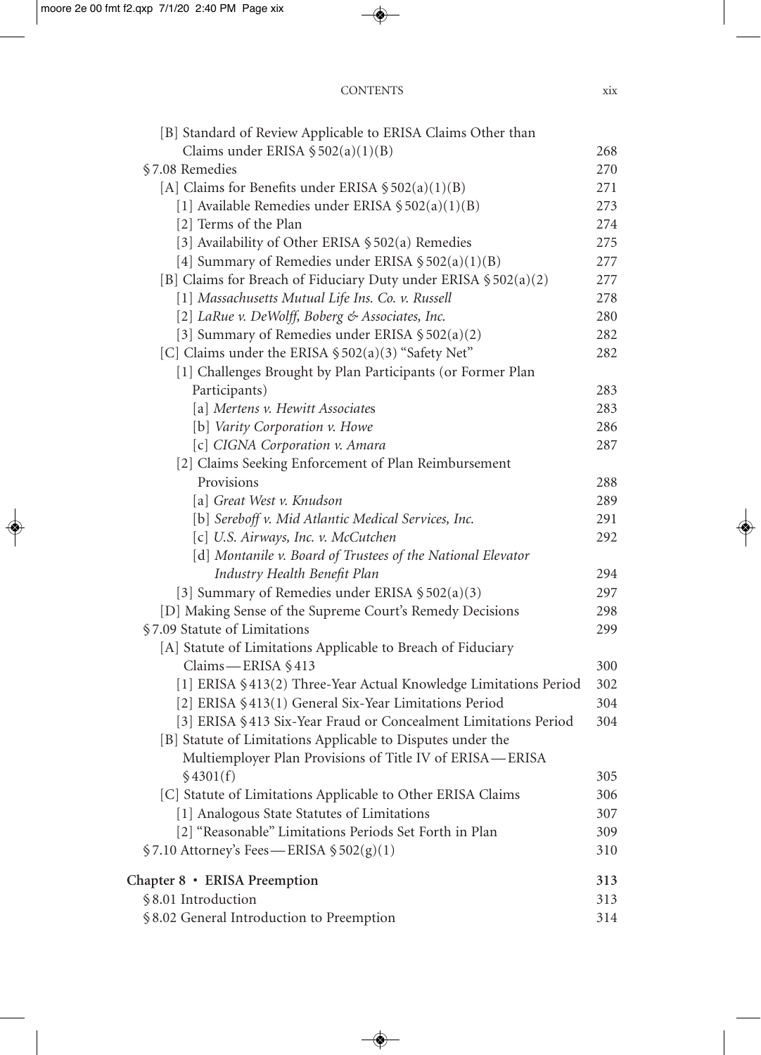[B] Standard of Review Applicable to ERISA Claims Other than Claims under ERISA § 502(a)(1)(B) 268

§ 7.08 Remedies 270

[A] Claims for Benefits under ERISA § 502(a)(1)(B) 271

[1] Available Remedies under ERISA § 502(a)(1)(B) 273

[2] Terms of the Plan 274

[3] Availability of Other ERISA § 502(a) Remedies 275

[4] Summary of Remedies under ERISA § 502(a)(1)(B) 277

[B] Claims for Breach of Fiduciary Duty under ERISA § 502(a)(2) 277

[1] *Massachusetts Mutual Life Ins. Co. v. Russell* 278

[2] *LaRue v. DeWolff, Boberg & Associates, Inc.* 280

[3] Summary of Remedies under ERISA § 502(a)(2) 282

[C] Claims under the ERISA § 502(a)(3) "Safety Net" 282

[1] Challenges Brought by Plan Participants (or Former Plan Participants) 283

[a] *Mertens v. Hewitt Associates* 283

[b] *Varity Corporation v. Howe* 286

[c] *CIGNA Corporation v. Amara* 287

[2] Claims Seeking Enforcement of Plan Reimbursement Provisions 288

[a] *Great West v. Knudson* 289

[b] *Sereboff v. Mid Atlantic Medical Services, Inc.* 291

[c] *U.S. Airways, Inc. v. McCutchen* 292

[d] *Montanile v. Board of Trustees of the National Elevator Industry Health Benefit Plan* 294

[3] Summary of Remedies under ERISA § 502(a)(3) 297

[D] Making Sense of the Supreme Court's Remedy Decisions 298

§ 7.09 Statute of Limitations 299

[A] Statute of Limitations Applicable to Breach of Fiduciary Claims — ERISA § 413 300

[1] ERISA § 413(2) Three-Year Actual Knowledge Limitations Period 302

[2] ERISA § 413(1) General Six-Year Limitations Period 304

[3] ERISA § 413 Six-Year Fraud or Concealment Limitations Period 304

[B] Statute of Limitations Applicable to Disputes under the Multiemployer Plan Provisions of Title IV of ERISA — ERISA § 4301(f) 305

[C] Statute of Limitations Applicable to Other ERISA Claims 306

[1] Analogous State Statutes of Limitations 307

[2] "Reasonable" Limitations Periods Set Forth in Plan 309

§ 7.10 Attorney's Fees — ERISA § 502(g)(1) 310

**Chapter 8 • ERISA Preemption** 313

§ 8.01 Introduction 313

§ 8.02 General Introduction to Preemption 314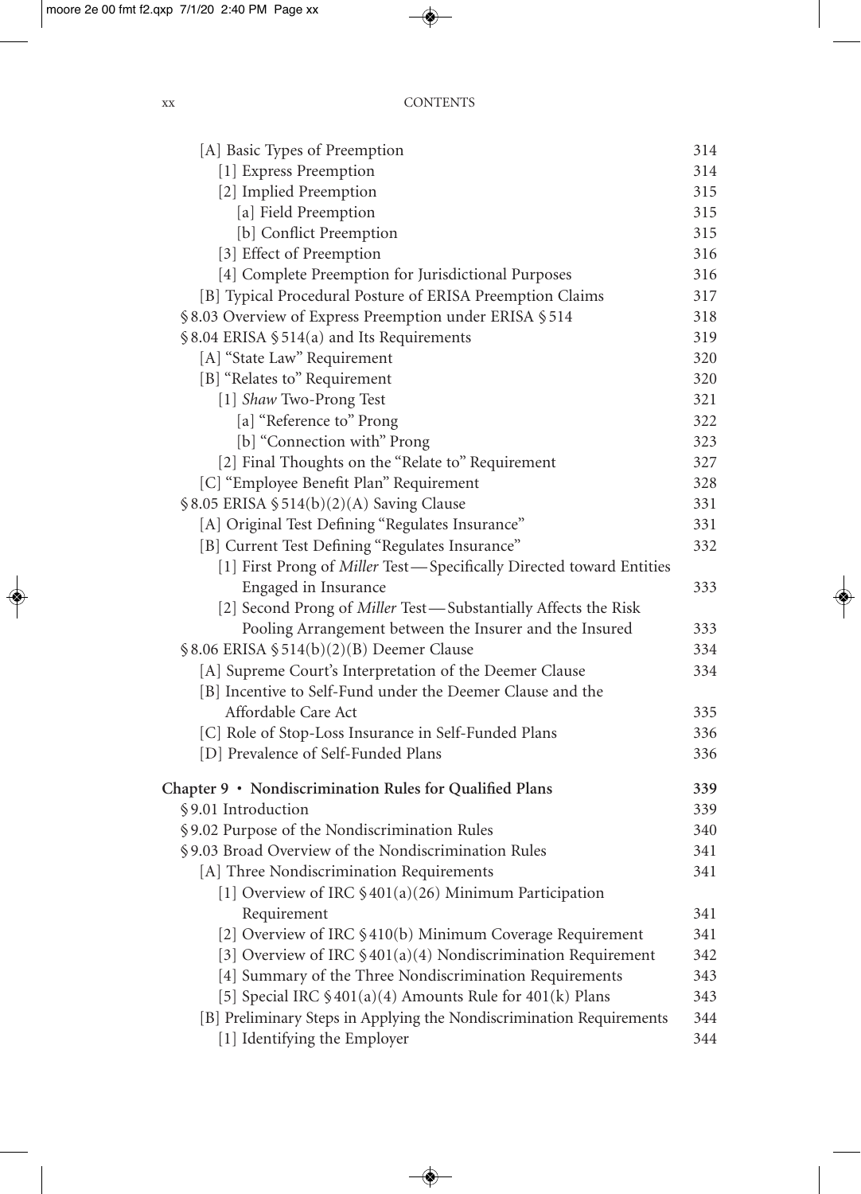[A] Basic Types of Preemption 314
[1] Express Preemption 314
[2] Implied Preemption 315
[a] Field Preemption 315
[b] Conflict Preemption 315
[3] Effect of Preemption 316
[4] Complete Preemption for Jurisdictional Purposes 316
[B] Typical Procedural Posture of ERISA Preemption Claims 317
§8.03 Overview of Express Preemption under ERISA §514 318
§8.04 ERISA §514(a) and Its Requirements 319
[A] "State Law" Requirement 320
[B] "Relates to" Requirement 320
[1] *Shaw* Two-Prong Test 321
[a] "Reference to" Prong 322
[b] "Connection with" Prong 323
[2] Final Thoughts on the "Relate to" Requirement 327
[C] "Employee Benefit Plan" Requirement 328
§8.05 ERISA §514(b)(2)(A) Saving Clause 331
[A] Original Test Defining "Regulates Insurance" 331
[B] Current Test Defining "Regulates Insurance" 332
[1] First Prong of *Miller* Test—Specifically Directed toward Entities Engaged in Insurance 333
[2] Second Prong of *Miller* Test—Substantially Affects the Risk Pooling Arrangement between the Insurer and the Insured 333
§8.06 ERISA §514(b)(2)(B) Deemer Clause 334
[A] Supreme Court's Interpretation of the Deemer Clause 334
[B] Incentive to Self-Fund under the Deemer Clause and the Affordable Care Act 335
[C] Role of Stop-Loss Insurance in Self-Funded Plans 336
[D] Prevalence of Self-Funded Plans 336

**Chapter 9 • Nondiscrimination Rules for Qualified Plans 339**

§9.01 Introduction 339
§9.02 Purpose of the Nondiscrimination Rules 340
§9.03 Broad Overview of the Nondiscrimination Rules 341
[A] Three Nondiscrimination Requirements 341
[1] Overview of IRC §401(a)(26) Minimum Participation Requirement 341
[2] Overview of IRC §410(b) Minimum Coverage Requirement 341
[3] Overview of IRC §401(a)(4) Nondiscrimination Requirement 342
[4] Summary of the Three Nondiscrimination Requirements 343
[5] Special IRC §401(a)(4) Amounts Rule for 401(k) Plans 343
[B] Preliminary Steps in Applying the Nondiscrimination Requirements 344
[1] Identifying the Employer 344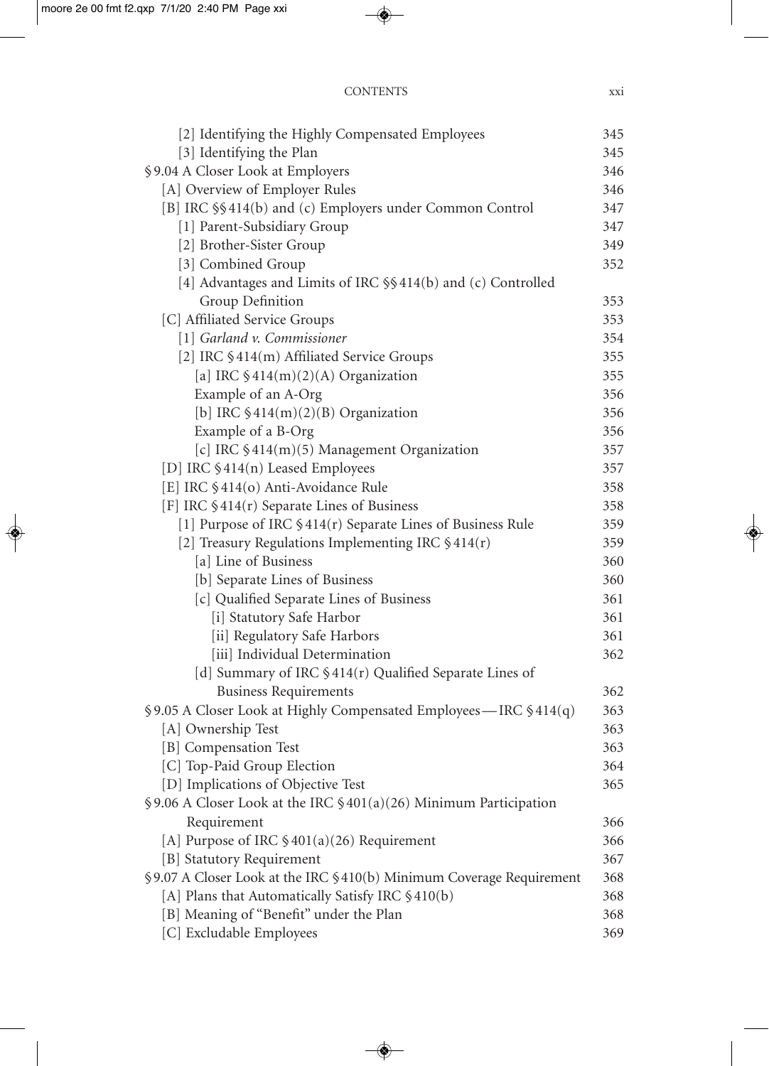| | |
|---|---|
| [2] Identifying the Highly Compensated Employees | 345 |
| [3] Identifying the Plan | 345 |
| § 9.04 A Closer Look at Employers | 346 |
| [A] Overview of Employer Rules | 346 |
| [B] IRC §§ 414(b) and (c) Employers under Common Control | 347 |
| [1] Parent-Subsidiary Group | 347 |
| [2] Brother-Sister Group | 349 |
| [3] Combined Group | 352 |
| [4] Advantages and Limits of IRC §§ 414(b) and (c) Controlled Group Definition | 353 |
| [C] Affiliated Service Groups | 353 |
| [1] *Garland v. Commissioner* | 354 |
| [2] IRC § 414(m) Affiliated Service Groups | 355 |
| [a] IRC § 414(m)(2)(A) Organization | 355 |
| Example of an A-Org | 356 |
| [b] IRC § 414(m)(2)(B) Organization | 356 |
| Example of a B-Org | 356 |
| [c] IRC § 414(m)(5) Management Organization | 357 |
| [D] IRC § 414(n) Leased Employees | 357 |
| [E] IRC § 414(o) Anti-Avoidance Rule | 358 |
| [F] IRC § 414(r) Separate Lines of Business | 358 |
| [1] Purpose of IRC § 414(r) Separate Lines of Business Rule | 359 |
| [2] Treasury Regulations Implementing IRC § 414(r) | 359 |
| [a] Line of Business | 360 |
| [b] Separate Lines of Business | 360 |
| [c] Qualified Separate Lines of Business | 361 |
| [i] Statutory Safe Harbor | 361 |
| [ii] Regulatory Safe Harbors | 361 |
| [iii] Individual Determination | 362 |
| [d] Summary of IRC § 414(r) Qualified Separate Lines of Business Requirements | 362 |
| § 9.05 A Closer Look at Highly Compensated Employees — IRC § 414(q) | 363 |
| [A] Ownership Test | 363 |
| [B] Compensation Test | 363 |
| [C] Top-Paid Group Election | 364 |
| [D] Implications of Objective Test | 365 |
| § 9.06 A Closer Look at the IRC § 401(a)(26) Minimum Participation Requirement | 366 |
| [A] Purpose of IRC § 401(a)(26) Requirement | 366 |
| [B] Statutory Requirement | 367 |
| § 9.07 A Closer Look at the IRC § 410(b) Minimum Coverage Requirement | 368 |
| [A] Plans that Automatically Satisfy IRC § 410(b) | 368 |
| [B] Meaning of "Benefit" under the Plan | 368 |
| [C] Excludable Employees | 369 |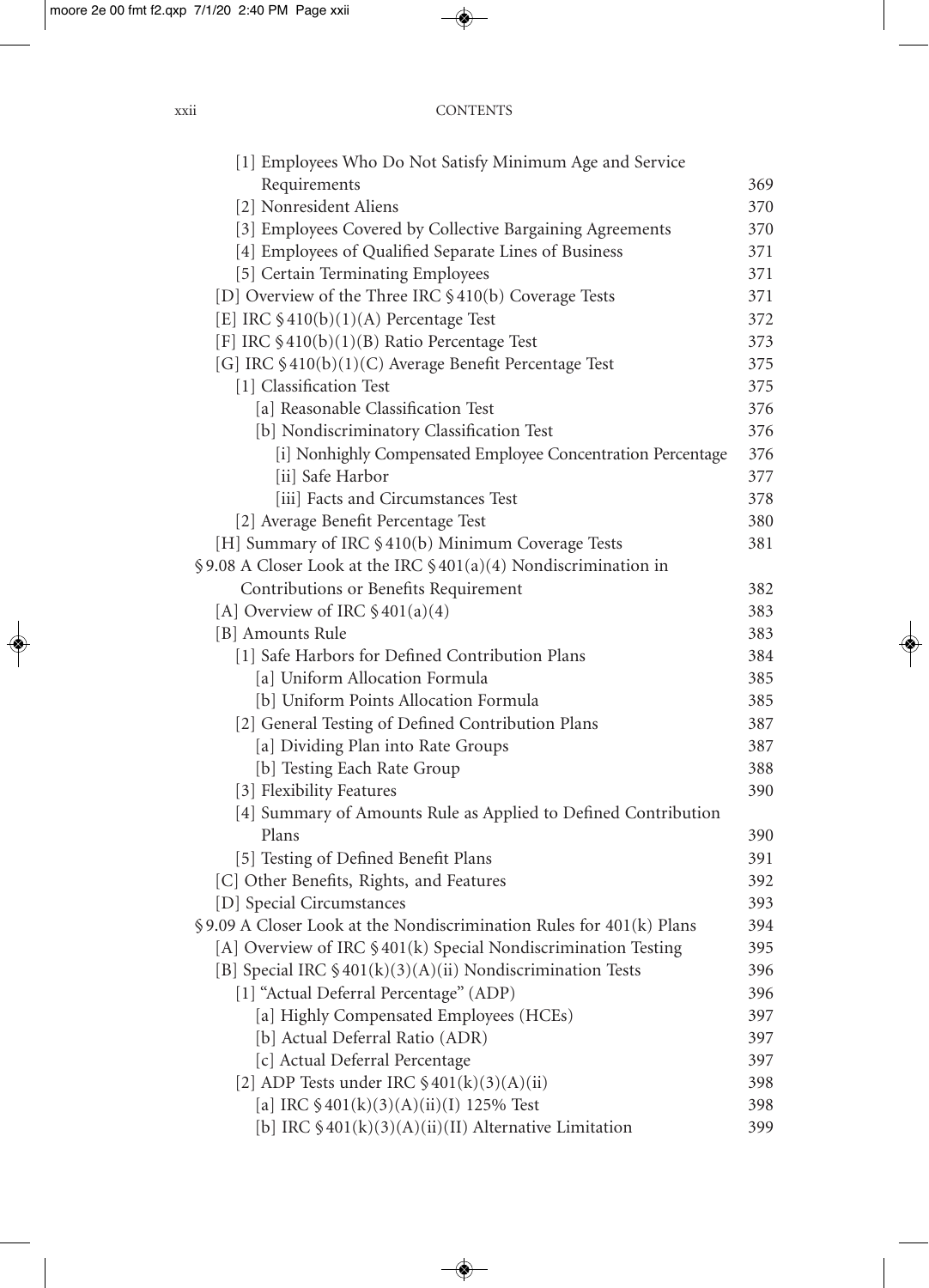[1] Employees Who Do Not Satisfy Minimum Age and Service Requirements 369
[2] Nonresident Aliens 370
[3] Employees Covered by Collective Bargaining Agreements 370
[4] Employees of Qualified Separate Lines of Business 371
[5] Certain Terminating Employees 371
[D] Overview of the Three IRC § 410(b) Coverage Tests 371
[E] IRC § 410(b)(1)(A) Percentage Test 372
[F] IRC § 410(b)(1)(B) Ratio Percentage Test 373
[G] IRC § 410(b)(1)(C) Average Benefit Percentage Test 375
[1] Classification Test 375
[a] Reasonable Classification Test 376
[b] Nondiscriminatory Classification Test 376
[i] Nonhighly Compensated Employee Concentration Percentage 376
[ii] Safe Harbor 377
[iii] Facts and Circumstances Test 378
[2] Average Benefit Percentage Test 380
[H] Summary of IRC § 410(b) Minimum Coverage Tests 381
§ 9.08 A Closer Look at the IRC § 401(a)(4) Nondiscrimination in Contributions or Benefits Requirement 382
[A] Overview of IRC § 401(a)(4) 383
[B] Amounts Rule 383
[1] Safe Harbors for Defined Contribution Plans 384
[a] Uniform Allocation Formula 385
[b] Uniform Points Allocation Formula 385
[2] General Testing of Defined Contribution Plans 387
[a] Dividing Plan into Rate Groups 387
[b] Testing Each Rate Group 388
[3] Flexibility Features 390
[4] Summary of Amounts Rule as Applied to Defined Contribution Plans 390
[5] Testing of Defined Benefit Plans 391
[C] Other Benefits, Rights, and Features 392
[D] Special Circumstances 393
§ 9.09 A Closer Look at the Nondiscrimination Rules for 401(k) Plans 394
[A] Overview of IRC § 401(k) Special Nondiscrimination Testing 395
[B] Special IRC § 401(k)(3)(A)(ii) Nondiscrimination Tests 396
[1] "Actual Deferral Percentage" (ADP) 396
[a] Highly Compensated Employees (HCEs) 397
[b] Actual Deferral Ratio (ADR) 397
[c] Actual Deferral Percentage 397
[2] ADP Tests under IRC § 401(k)(3)(A)(ii) 398
[a] IRC § 401(k)(3)(A)(ii)(I) 125% Test 398
[b] IRC § 401(k)(3)(A)(ii)(II) Alternative Limitation 399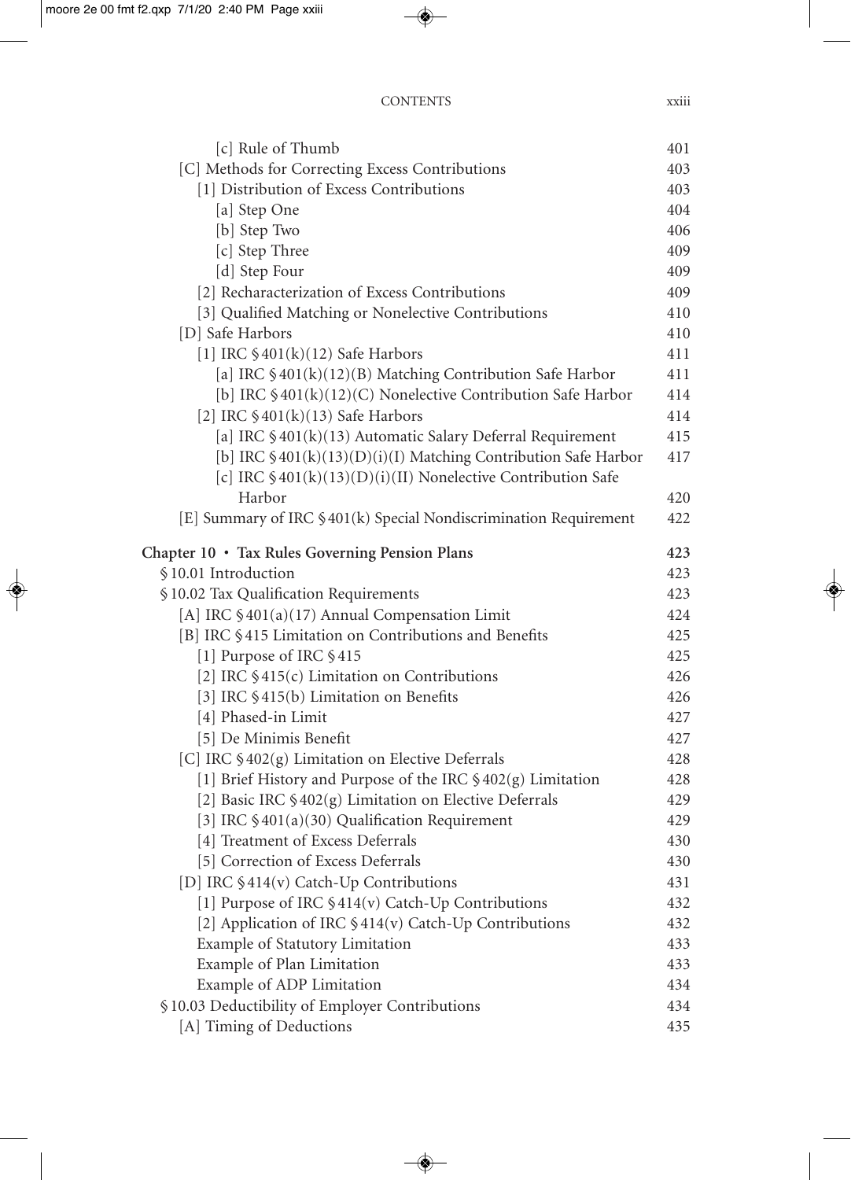[c] Rule of Thumb 401

[C] Methods for Correcting Excess Contributions 403

[1] Distribution of Excess Contributions 403

[a] Step One 404

[b] Step Two 406

[c] Step Three 409

[d] Step Four 409

[2] Recharacterization of Excess Contributions 409

[3] Qualified Matching or Nonelective Contributions 410

[D] Safe Harbors 410

[1] IRC §401(k)(12) Safe Harbors 411

[a] IRC §401(k)(12)(B) Matching Contribution Safe Harbor 411

[b] IRC §401(k)(12)(C) Nonelective Contribution Safe Harbor 414

[2] IRC §401(k)(13) Safe Harbors 414

[a] IRC §401(k)(13) Automatic Salary Deferral Requirement 415

[b] IRC §401(k)(13)(D)(i)(I) Matching Contribution Safe Harbor 417

[c] IRC §401(k)(13)(D)(i)(II) Nonelective Contribution Safe Harbor 420

[E] Summary of IRC §401(k) Special Nondiscrimination Requirement 422

**Chapter 10 • Tax Rules Governing Pension Plans 423**

§10.01 Introduction 423

§10.02 Tax Qualification Requirements 423

[A] IRC §401(a)(17) Annual Compensation Limit 424

[B] IRC §415 Limitation on Contributions and Benefits 425

[1] Purpose of IRC §415 425

[2] IRC §415(c) Limitation on Contributions 426

[3] IRC §415(b) Limitation on Benefits 426

[4] Phased-in Limit 427

[5] De Minimis Benefit 427

[C] IRC §402(g) Limitation on Elective Deferrals 428

[1] Brief History and Purpose of the IRC §402(g) Limitation 428

[2] Basic IRC §402(g) Limitation on Elective Deferrals 429

[3] IRC §401(a)(30) Qualification Requirement 429

[4] Treatment of Excess Deferrals 430

[5] Correction of Excess Deferrals 430

[D] IRC §414(v) Catch-Up Contributions 431

[1] Purpose of IRC §414(v) Catch-Up Contributions 432

[2] Application of IRC §414(v) Catch-Up Contributions 432

Example of Statutory Limitation 433

Example of Plan Limitation 433

Example of ADP Limitation 434

§10.03 Deductibility of Employer Contributions 434

[A] Timing of Deductions 435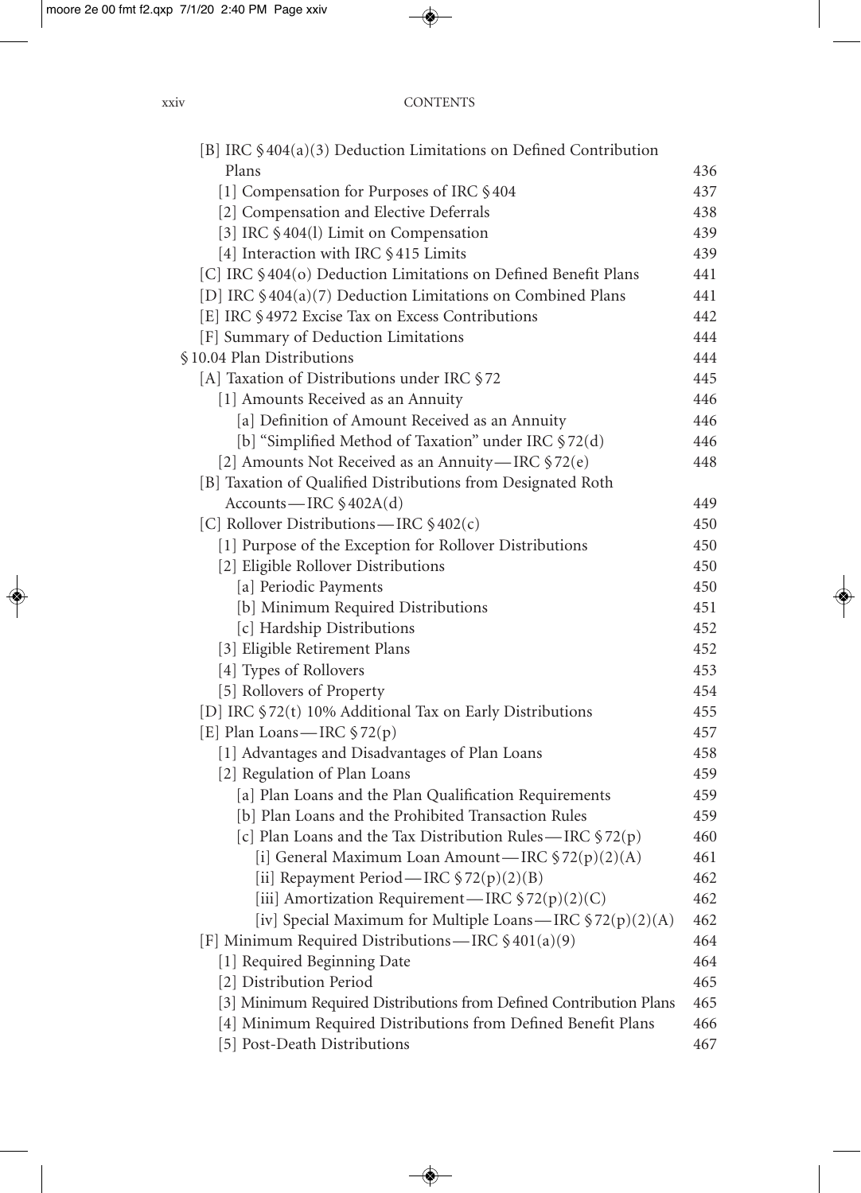[B] IRC §404(a)(3) Deduction Limitations on Defined Contribution Plans 436
- [1] Compensation for Purposes of IRC §404 437
- [2] Compensation and Elective Deferrals 438
- [3] IRC §404(l) Limit on Compensation 439
- [4] Interaction with IRC §415 Limits 439

[C] IRC §404(o) Deduction Limitations on Defined Benefit Plans 441

[D] IRC §404(a)(7) Deduction Limitations on Combined Plans 441

[E] IRC §4972 Excise Tax on Excess Contributions 442

[F] Summary of Deduction Limitations 444

§10.04 Plan Distributions 444

[A] Taxation of Distributions under IRC §72 445
- [1] Amounts Received as an Annuity 446
  - [a] Definition of Amount Received as an Annuity 446
  - [b] "Simplified Method of Taxation" under IRC §72(d) 446
- [2] Amounts Not Received as an Annuity—IRC §72(e) 448

[B] Taxation of Qualified Distributions from Designated Roth Accounts—IRC §402A(d) 449

[C] Rollover Distributions—IRC §402(c) 450
- [1] Purpose of the Exception for Rollover Distributions 450
- [2] Eligible Rollover Distributions 450
  - [a] Periodic Payments 450
  - [b] Minimum Required Distributions 451
  - [c] Hardship Distributions 452
- [3] Eligible Retirement Plans 452
- [4] Types of Rollovers 453
- [5] Rollovers of Property 454

[D] IRC §72(t) 10% Additional Tax on Early Distributions 455

[E] Plan Loans—IRC §72(p) 457
- [1] Advantages and Disadvantages of Plan Loans 458
- [2] Regulation of Plan Loans 459
  - [a] Plan Loans and the Plan Qualification Requirements 459
  - [b] Plan Loans and the Prohibited Transaction Rules 459
  - [c] Plan Loans and the Tax Distribution Rules—IRC §72(p) 460
    - [i] General Maximum Loan Amount—IRC §72(p)(2)(A) 461
    - [ii] Repayment Period—IRC §72(p)(2)(B) 462
    - [iii] Amortization Requirement—IRC §72(p)(2)(C) 462
    - [iv] Special Maximum for Multiple Loans—IRC §72(p)(2)(A) 462

[F] Minimum Required Distributions—IRC §401(a)(9) 464
- [1] Required Beginning Date 464
- [2] Distribution Period 465
- [3] Minimum Required Distributions from Defined Contribution Plans 465
- [4] Minimum Required Distributions from Defined Benefit Plans 466
- [5] Post-Death Distributions 467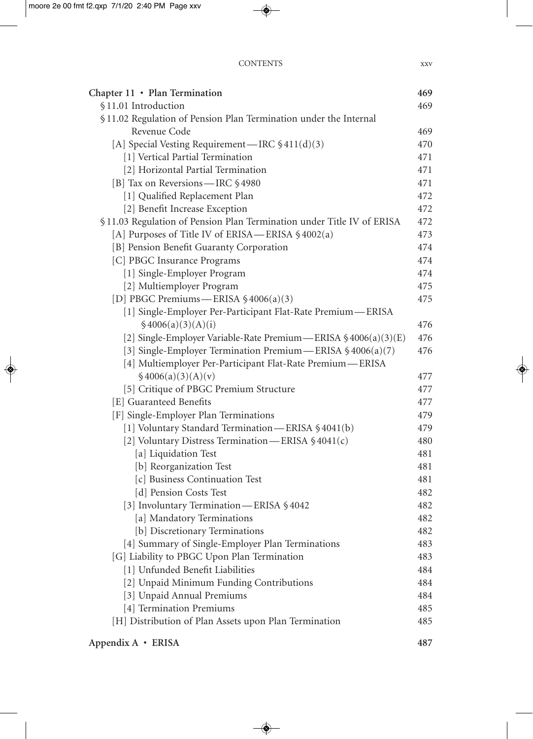| | |
|---|---|
| **Chapter 11 • Plan Termination** | **469** |
| §11.01 Introduction | 469 |
| §11.02 Regulation of Pension Plan Termination under the Internal Revenue Code | 469 |
| [A] Special Vesting Requirement—IRC §411(d)(3) | 470 |
| [1] Vertical Partial Termination | 471 |
| [2] Horizontal Partial Termination | 471 |
| [B] Tax on Reversions—IRC §4980 | 471 |
| [1] Qualified Replacement Plan | 472 |
| [2] Benefit Increase Exception | 472 |
| §11.03 Regulation of Pension Plan Termination under Title IV of ERISA | 472 |
| [A] Purposes of Title IV of ERISA—ERISA §4002(a) | 473 |
| [B] Pension Benefit Guaranty Corporation | 474 |
| [C] PBGC Insurance Programs | 474 |
| [1] Single-Employer Program | 474 |
| [2] Multiemployer Program | 475 |
| [D] PBGC Premiums—ERISA §4006(a)(3) | 475 |
| [1] Single-Employer Per-Participant Flat-Rate Premium—ERISA §4006(a)(3)(A)(i) | 476 |
| [2] Single-Employer Variable-Rate Premium—ERISA §4006(a)(3)(E) | 476 |
| [3] Single-Employer Termination Premium—ERISA §4006(a)(7) | 476 |
| [4] Multiemployer Per-Participant Flat-Rate Premium—ERISA §4006(a)(3)(A)(v) | 477 |
| [5] Critique of PBGC Premium Structure | 477 |
| [E] Guaranteed Benefits | 477 |
| [F] Single-Employer Plan Terminations | 479 |
| [1] Voluntary Standard Termination—ERISA §4041(b) | 479 |
| [2] Voluntary Distress Termination—ERISA §4041(c) | 480 |
| [a] Liquidation Test | 481 |
| [b] Reorganization Test | 481 |
| [c] Business Continuation Test | 481 |
| [d] Pension Costs Test | 482 |
| [3] Involuntary Termination—ERISA §4042 | 482 |
| [a] Mandatory Terminations | 482 |
| [b] Discretionary Terminations | 482 |
| [4] Summary of Single-Employer Plan Terminations | 483 |
| [G] Liability to PBGC Upon Plan Termination | 483 |
| [1] Unfunded Benefit Liabilities | 484 |
| [2] Unpaid Minimum Funding Contributions | 484 |
| [3] Unpaid Annual Premiums | 484 |
| [4] Termination Premiums | 485 |
| [H] Distribution of Plan Assets upon Plan Termination | 485 |
| **Appendix A • ERISA** | **487** |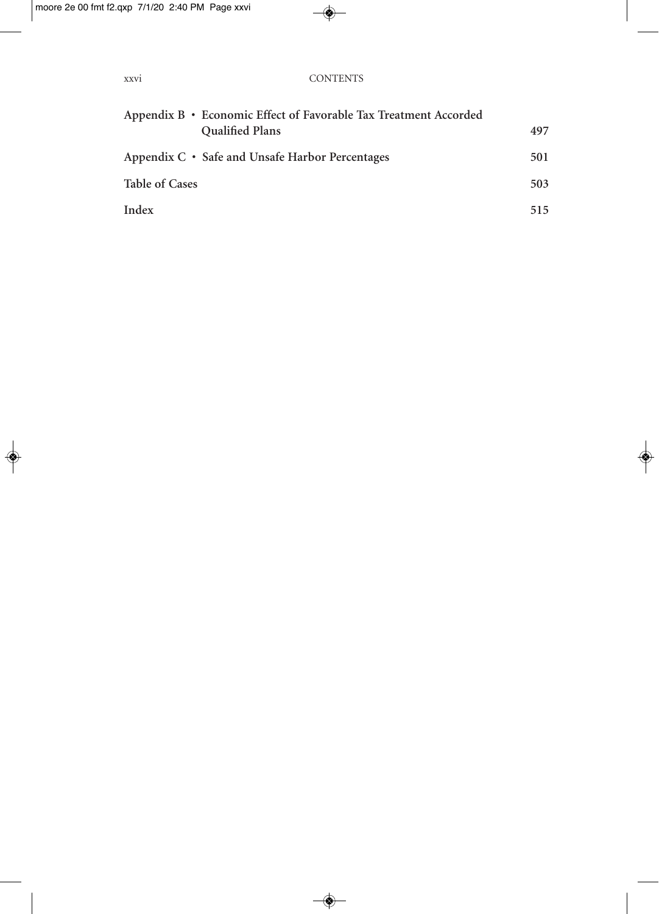**Appendix B • Economic Effect of Favorable Tax Treatment Accorded Qualified Plans** 497

**Appendix C • Safe and Unsafe Harbor Percentages** 501

**Table of Cases** 503

**Index** 515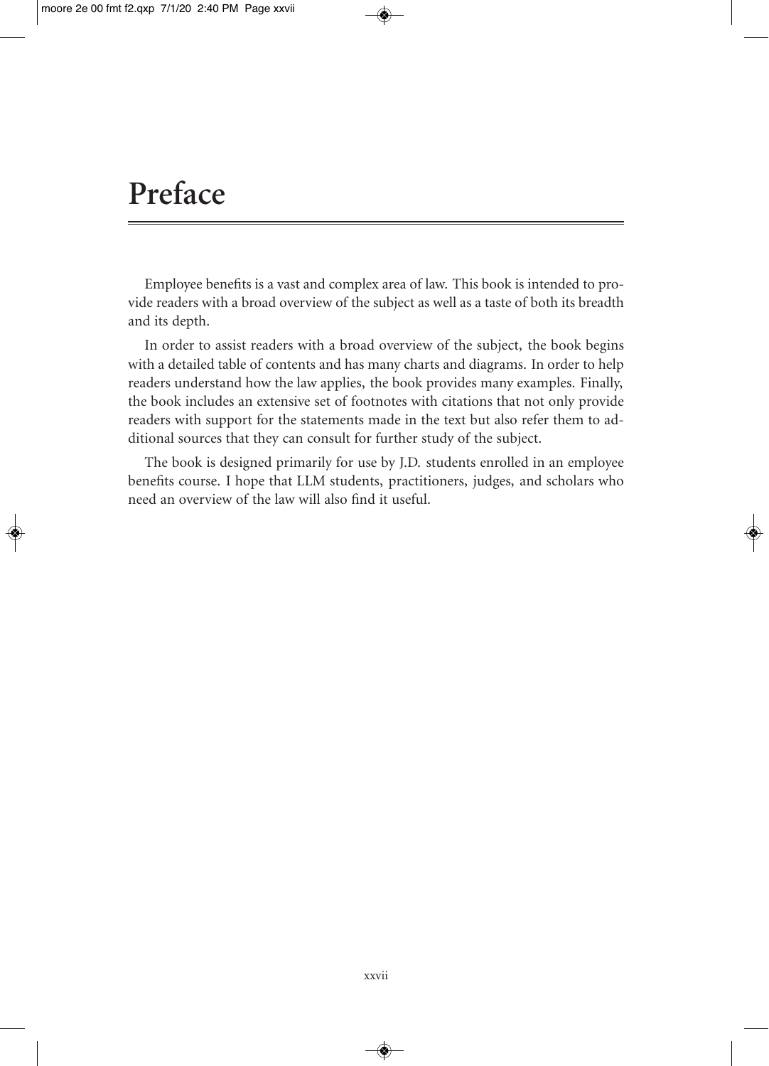# Preface

Employee benefits is a vast and complex area of law. This book is intended to provide readers with a broad overview of the subject as well as a taste of both its breadth and its depth.

In order to assist readers with a broad overview of the subject, the book begins with a detailed table of contents and has many charts and diagrams. In order to help readers understand how the law applies, the book provides many examples. Finally, the book includes an extensive set of footnotes with citations that not only provide readers with support for the statements made in the text but also refer them to additional sources that they can consult for further study of the subject.

The book is designed primarily for use by J.D. students enrolled in an employee benefits course. I hope that LLM students, practitioners, judges, and scholars who need an overview of the law will also find it useful.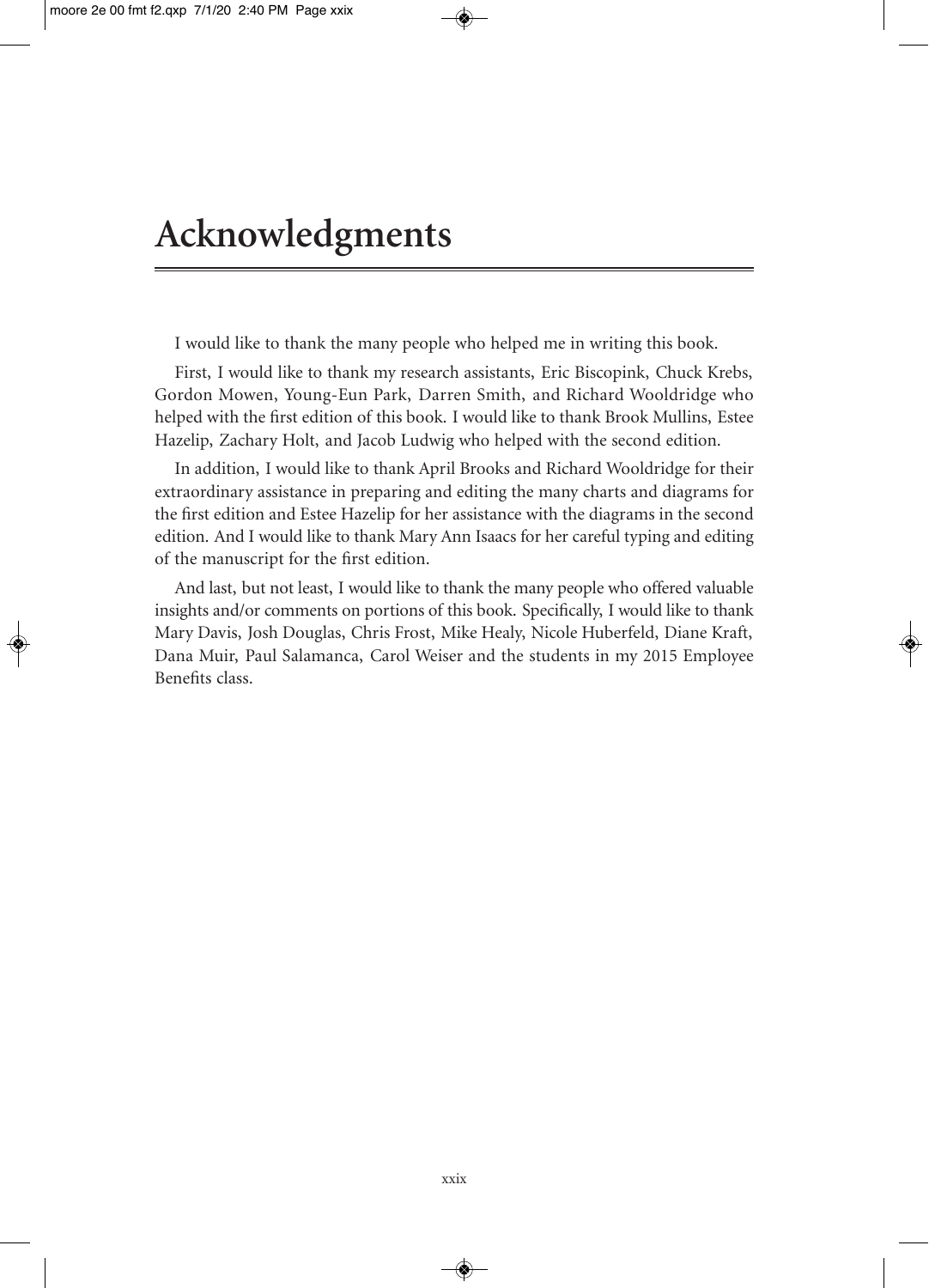# Acknowledgments

I would like to thank the many people who helped me in writing this book.

First, I would like to thank my research assistants, Eric Biscopink, Chuck Krebs, Gordon Mowen, Young-Eun Park, Darren Smith, and Richard Wooldridge who helped with the first edition of this book. I would like to thank Brook Mullins, Estee Hazelip, Zachary Holt, and Jacob Ludwig who helped with the second edition.

In addition, I would like to thank April Brooks and Richard Wooldridge for their extraordinary assistance in preparing and editing the many charts and diagrams for the first edition and Estee Hazelip for her assistance with the diagrams in the second edition. And I would like to thank Mary Ann Isaacs for her careful typing and editing of the manuscript for the first edition.

And last, but not least, I would like to thank the many people who offered valuable insights and/or comments on portions of this book. Specifically, I would like to thank Mary Davis, Josh Douglas, Chris Frost, Mike Healy, Nicole Huberfeld, Diane Kraft, Dana Muir, Paul Salamanca, Carol Weiser and the students in my 2015 Employee Benefits class.